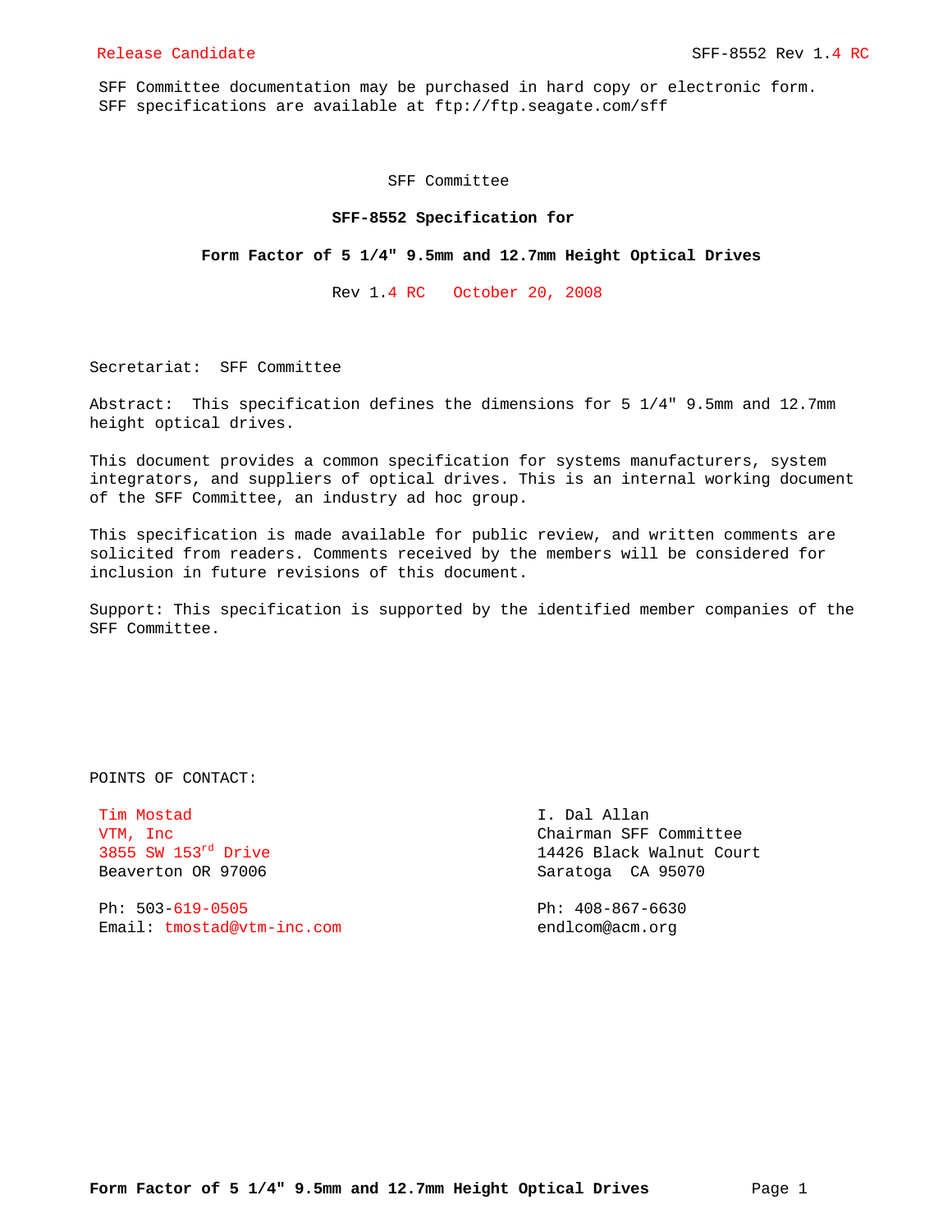Release Candidate SFF-8552 Rev 1.4 RC

SFF Committee documentation may be purchased in hard copy or electronic form.
SFF specifications are available at ftp://ftp.seagate.com/sff

SFF Committee

**SFF-8552 Specification for**

**Form Factor of 5 1/4" 9.5mm and 12.7mm Height Optical Drives**

Rev 1.4 RC October 20, 2008

Secretariat: SFF Committee

Abstract: This specification defines the dimensions for 5 1/4" 9.5mm and 12.7mm height optical drives.

This document provides a common specification for systems manufacturers, system integrators, and suppliers of optical drives. This is an internal working document of the SFF Committee, an industry ad hoc group.

This specification is made available for public review, and written comments are solicited from readers. Comments received by the members will be considered for inclusion in future revisions of this document.

Support: This specification is supported by the identified member companies of the SFF Committee.

POINTS OF CONTACT:

Tim Mostad
VTM, Inc
3855 SW 153rd Drive
Beaverton OR 97006

Ph: 503-619-0505
Email: tmostad@vtm-inc.com

I. Dal Allan
Chairman SFF Committee
14426 Black Walnut Court
Saratoga CA 95070

Ph: 408-867-6630
endlcom@acm.org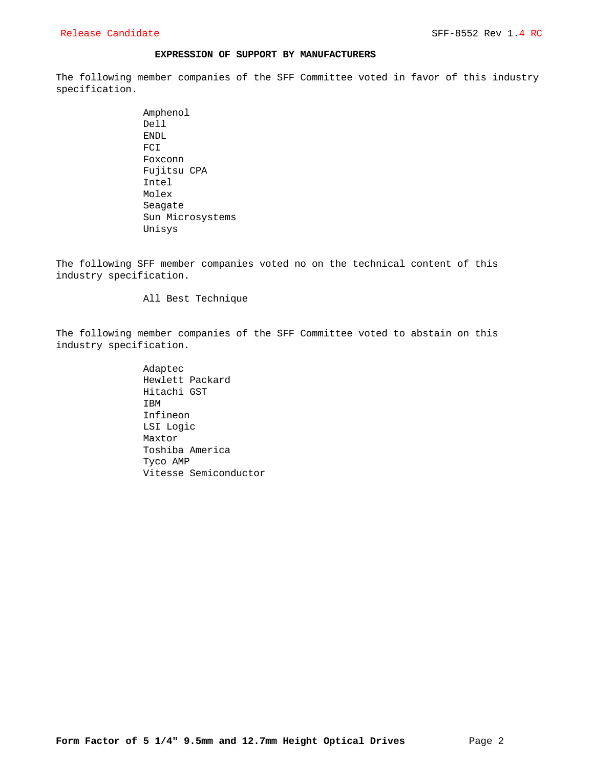## EXPRESSION OF SUPPORT BY MANUFACTURERS

The following member companies of the SFF Committee voted in favor of this industry specification.

- Amphenol
- Dell
- ENDL
- FCI
- Foxconn
- Fujitsu CPA
- Intel
- Molex
- Seagate
- Sun Microsystems
- Unisys

The following SFF member companies voted no on the technical content of this industry specification.

- All Best Technique

The following member companies of the SFF Committee voted to abstain on this industry specification.

- Adaptec
- Hewlett Packard
- Hitachi GST
- IBM
- Infineon
- LSI Logic
- Maxtor
- Toshiba America
- Tyco AMP
- Vitesse Semiconductor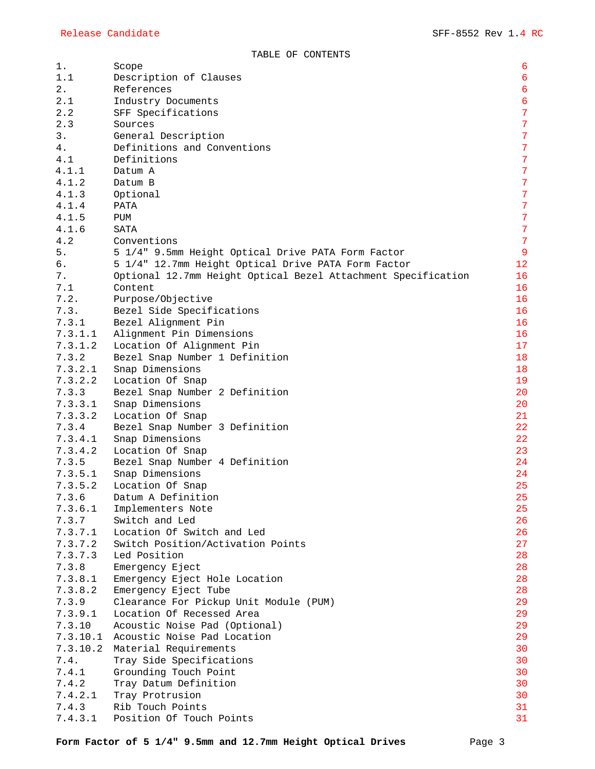TABLE OF CONTENTS

| | | |
|---|---|---|
| 1. | Scope | 6 |
| 1.1 | Description of Clauses | 6 |
| 2. | References | 6 |
| 2.1 | Industry Documents | 6 |
| 2.2 | SFF Specifications | 7 |
| 2.3 | Sources | 7 |
| 3. | General Description | 7 |
| 4. | Definitions and Conventions | 7 |
| 4.1 | Definitions | 7 |
| 4.1.1 | Datum A | 7 |
| 4.1.2 | Datum B | 7 |
| 4.1.3 | Optional | 7 |
| 4.1.4 | PATA | 7 |
| 4.1.5 | PUM | 7 |
| 4.1.6 | SATA | 7 |
| 4.2 | Conventions | 7 |
| 5. | 5 1/4" 9.5mm Height Optical Drive PATA Form Factor | 9 |
| 6. | 5 1/4" 12.7mm Height Optical Drive PATA Form Factor | 12 |
| 7. | Optional 12.7mm Height Optical Bezel Attachment Specification | 16 |
| 7.1 | Content | 16 |
| 7.2. | Purpose/Objective | 16 |
| 7.3. | Bezel Side Specifications | 16 |
| 7.3.1 | Bezel Alignment Pin | 16 |
| 7.3.1.1 | Alignment Pin Dimensions | 16 |
| 7.3.1.2 | Location Of Alignment Pin | 17 |
| 7.3.2 | Bezel Snap Number 1 Definition | 18 |
| 7.3.2.1 | Snap Dimensions | 18 |
| 7.3.2.2 | Location Of Snap | 19 |
| 7.3.3 | Bezel Snap Number 2 Definition | 20 |
| 7.3.3.1 | Snap Dimensions | 20 |
| 7.3.3.2 | Location Of Snap | 21 |
| 7.3.4 | Bezel Snap Number 3 Definition | 22 |
| 7.3.4.1 | Snap Dimensions | 22 |
| 7.3.4.2 | Location Of Snap | 23 |
| 7.3.5 | Bezel Snap Number 4 Definition | 24 |
| 7.3.5.1 | Snap Dimensions | 24 |
| 7.3.5.2 | Location Of Snap | 25 |
| 7.3.6 | Datum A Definition | 25 |
| 7.3.6.1 | Implementers Note | 25 |
| 7.3.7 | Switch and Led | 26 |
| 7.3.7.1 | Location Of Switch and Led | 26 |
| 7.3.7.2 | Switch Position/Activation Points | 27 |
| 7.3.7.3 | Led Position | 28 |
| 7.3.8 | Emergency Eject | 28 |
| 7.3.8.1 | Emergency Eject Hole Location | 28 |
| 7.3.8.2 | Emergency Eject Tube | 28 |
| 7.3.9 | Clearance For Pickup Unit Module (PUM) | 29 |
| 7.3.9.1 | Location Of Recessed Area | 29 |
| 7.3.10 | Acoustic Noise Pad (Optional) | 29 |
| 7.3.10.1 | Acoustic Noise Pad Location | 29 |
| 7.3.10.2 | Material Requirements | 30 |
| 7.4. | Tray Side Specifications | 30 |
| 7.4.1 | Grounding Touch Point | 30 |
| 7.4.2 | Tray Datum Definition | 30 |
| 7.4.2.1 | Tray Protrusion | 30 |
| 7.4.3 | Rib Touch Points | 31 |
| 7.4.3.1 | Position Of Touch Points | 31 |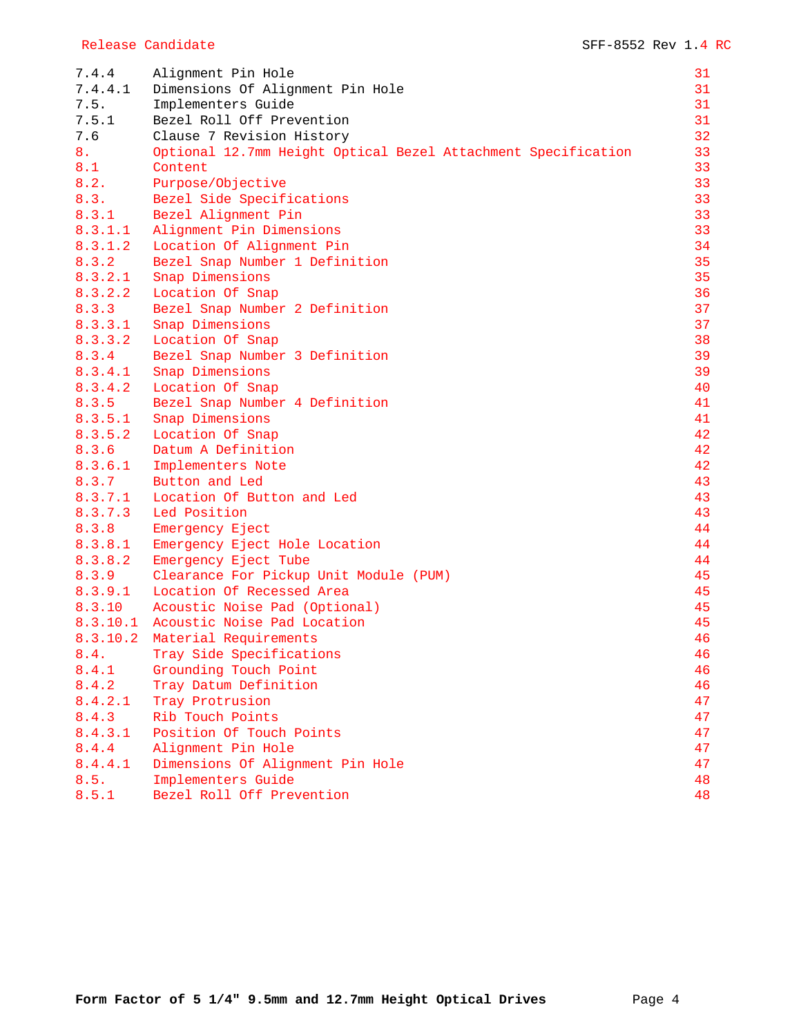| | | |
|---|---|---|
| 7.4.4 | Alignment Pin Hole | 31 |
| 7.4.4.1 | Dimensions Of Alignment Pin Hole | 31 |
| 7.5. | Implementers Guide | 31 |
| 7.5.1 | Bezel Roll Off Prevention | 31 |
| 7.6 | Clause 7 Revision History | 32 |
| 8. | Optional 12.7mm Height Optical Bezel Attachment Specification | 33 |
| 8.1 | Content | 33 |
| 8.2. | Purpose/Objective | 33 |
| 8.3. | Bezel Side Specifications | 33 |
| 8.3.1 | Bezel Alignment Pin | 33 |
| 8.3.1.1 | Alignment Pin Dimensions | 33 |
| 8.3.1.2 | Location Of Alignment Pin | 34 |
| 8.3.2 | Bezel Snap Number 1 Definition | 35 |
| 8.3.2.1 | Snap Dimensions | 35 |
| 8.3.2.2 | Location Of Snap | 36 |
| 8.3.3 | Bezel Snap Number 2 Definition | 37 |
| 8.3.3.1 | Snap Dimensions | 37 |
| 8.3.3.2 | Location Of Snap | 38 |
| 8.3.4 | Bezel Snap Number 3 Definition | 39 |
| 8.3.4.1 | Snap Dimensions | 39 |
| 8.3.4.2 | Location Of Snap | 40 |
| 8.3.5 | Bezel Snap Number 4 Definition | 41 |
| 8.3.5.1 | Snap Dimensions | 41 |
| 8.3.5.2 | Location Of Snap | 42 |
| 8.3.6 | Datum A Definition | 42 |
| 8.3.6.1 | Implementers Note | 42 |
| 8.3.7 | Button and Led | 43 |
| 8.3.7.1 | Location Of Button and Led | 43 |
| 8.3.7.3 | Led Position | 43 |
| 8.3.8 | Emergency Eject | 44 |
| 8.3.8.1 | Emergency Eject Hole Location | 44 |
| 8.3.8.2 | Emergency Eject Tube | 44 |
| 8.3.9 | Clearance For Pickup Unit Module (PUM) | 45 |
| 8.3.9.1 | Location Of Recessed Area | 45 |
| 8.3.10 | Acoustic Noise Pad (Optional) | 45 |
| 8.3.10.1 | Acoustic Noise Pad Location | 45 |
| 8.3.10.2 | Material Requirements | 46 |
| 8.4. | Tray Side Specifications | 46 |
| 8.4.1 | Grounding Touch Point | 46 |
| 8.4.2 | Tray Datum Definition | 46 |
| 8.4.2.1 | Tray Protrusion | 47 |
| 8.4.3 | Rib Touch Points | 47 |
| 8.4.3.1 | Position Of Touch Points | 47 |
| 8.4.4 | Alignment Pin Hole | 47 |
| 8.4.4.1 | Dimensions Of Alignment Pin Hole | 47 |
| 8.5. | Implementers Guide | 48 |
| 8.5.1 | Bezel Roll Off Prevention | 48 |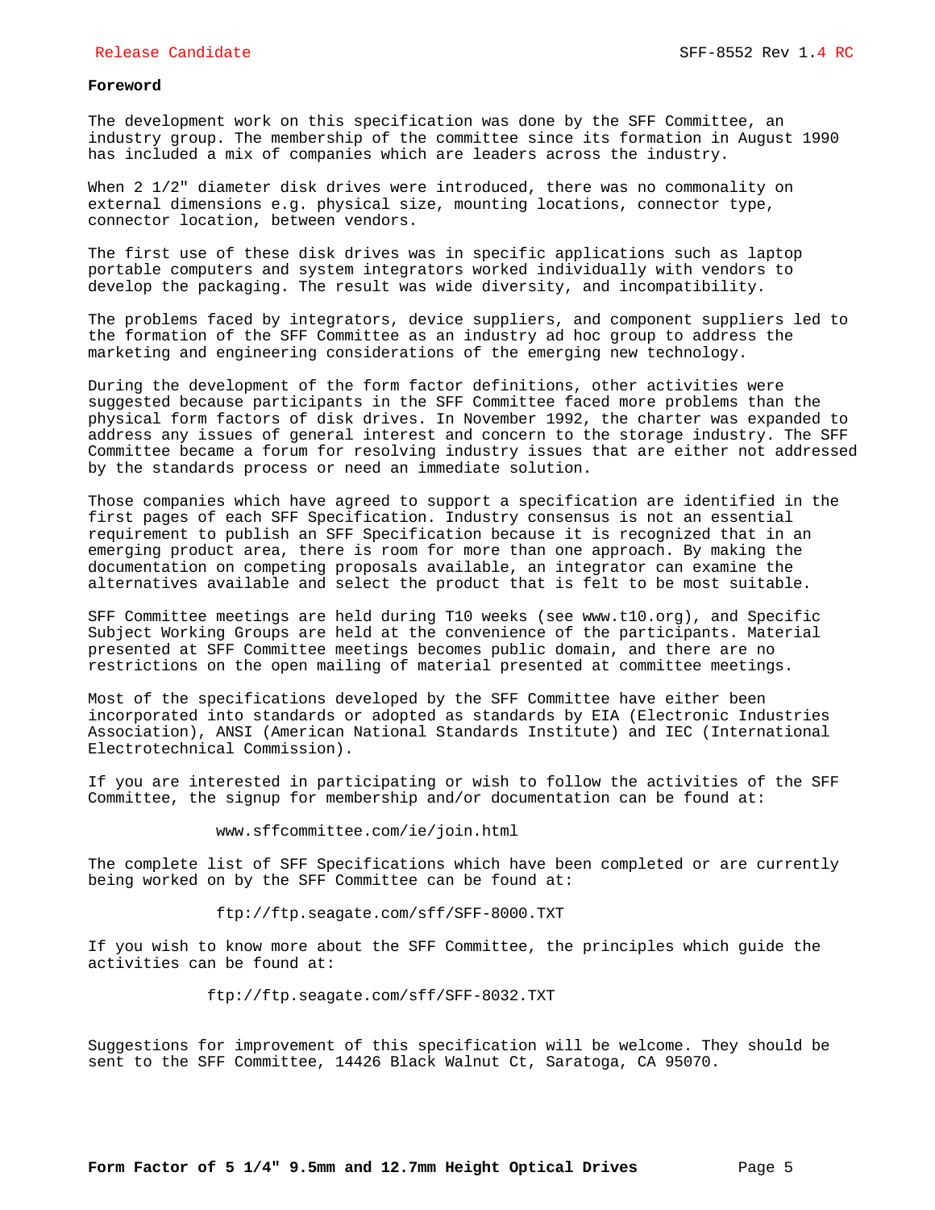## Foreword

The development work on this specification was done by the SFF Committee, an industry group. The membership of the committee since its formation in August 1990 has included a mix of companies which are leaders across the industry.

When 2 1/2" diameter disk drives were introduced, there was no commonality on external dimensions e.g. physical size, mounting locations, connector type, connector location, between vendors.

The first use of these disk drives was in specific applications such as laptop portable computers and system integrators worked individually with vendors to develop the packaging. The result was wide diversity, and incompatibility.

The problems faced by integrators, device suppliers, and component suppliers led to the formation of the SFF Committee as an industry ad hoc group to address the marketing and engineering considerations of the emerging new technology.

During the development of the form factor definitions, other activities were suggested because participants in the SFF Committee faced more problems than the physical form factors of disk drives. In November 1992, the charter was expanded to address any issues of general interest and concern to the storage industry. The SFF Committee became a forum for resolving industry issues that are either not addressed by the standards process or need an immediate solution.

Those companies which have agreed to support a specification are identified in the first pages of each SFF Specification. Industry consensus is not an essential requirement to publish an SFF Specification because it is recognized that in an emerging product area, there is room for more than one approach. By making the documentation on competing proposals available, an integrator can examine the alternatives available and select the product that is felt to be most suitable.

SFF Committee meetings are held during T10 weeks (see www.t10.org), and Specific Subject Working Groups are held at the convenience of the participants. Material presented at SFF Committee meetings becomes public domain, and there are no restrictions on the open mailing of material presented at committee meetings.

Most of the specifications developed by the SFF Committee have either been incorporated into standards or adopted as standards by EIA (Electronic Industries Association), ANSI (American National Standards Institute) and IEC (International Electrotechnical Commission).

If you are interested in participating or wish to follow the activities of the SFF Committee, the signup for membership and/or documentation can be found at:

www.sffcommittee.com/ie/join.html

The complete list of SFF Specifications which have been completed or are currently being worked on by the SFF Committee can be found at:

ftp://ftp.seagate.com/sff/SFF-8000.TXT

If you wish to know more about the SFF Committee, the principles which guide the activities can be found at:

ftp://ftp.seagate.com/sff/SFF-8032.TXT

Suggestions for improvement of this specification will be welcome. They should be sent to the SFF Committee, 14426 Black Walnut Ct, Saratoga, CA 95070.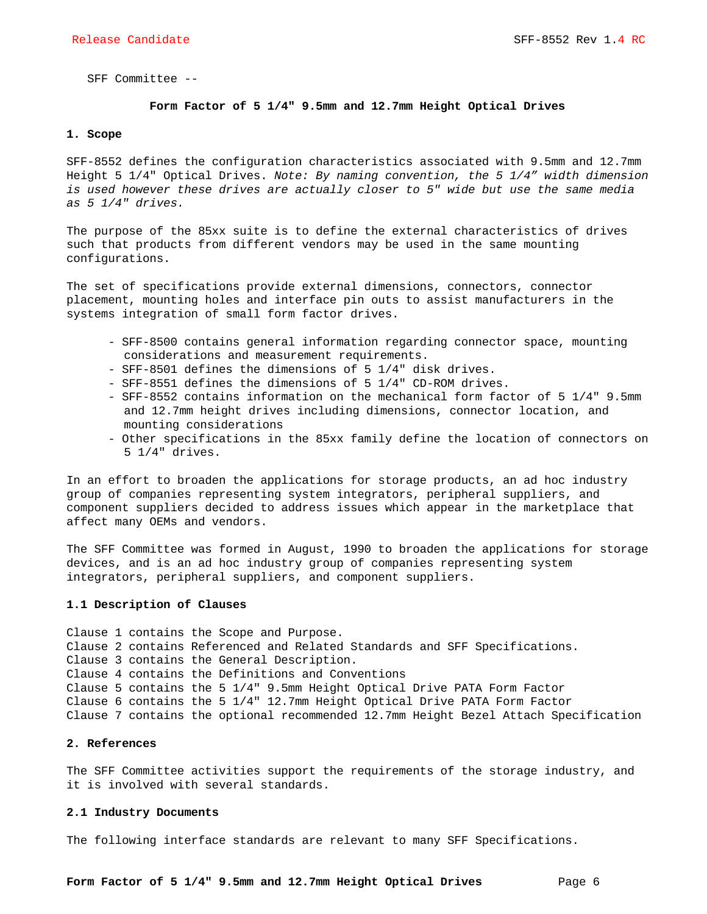SFF Committee --

**Form Factor of 5 1/4" 9.5mm and 12.7mm Height Optical Drives**

## 1. Scope

SFF-8552 defines the configuration characteristics associated with 9.5mm and 12.7mm Height 5 1/4" Optical Drives. *Note: By naming convention, the 5 1/4" width dimension is used however these drives are actually closer to 5" wide but use the same media as 5 1/4" drives.*

The purpose of the 85xx suite is to define the external characteristics of drives such that products from different vendors may be used in the same mounting configurations.

The set of specifications provide external dimensions, connectors, connector placement, mounting holes and interface pin outs to assist manufacturers in the systems integration of small form factor drives.

- SFF-8500 contains general information regarding connector space, mounting considerations and measurement requirements.
- SFF-8501 defines the dimensions of 5 1/4" disk drives.
- SFF-8551 defines the dimensions of 5 1/4" CD-ROM drives.
- SFF-8552 contains information on the mechanical form factor of 5 1/4" 9.5mm and 12.7mm height drives including dimensions, connector location, and mounting considerations
- Other specifications in the 85xx family define the location of connectors on 5 1/4" drives.

In an effort to broaden the applications for storage products, an ad hoc industry group of companies representing system integrators, peripheral suppliers, and component suppliers decided to address issues which appear in the marketplace that affect many OEMs and vendors.

The SFF Committee was formed in August, 1990 to broaden the applications for storage devices, and is an ad hoc industry group of companies representing system integrators, peripheral suppliers, and component suppliers.

### 1.1 Description of Clauses

Clause 1 contains the Scope and Purpose.
Clause 2 contains Referenced and Related Standards and SFF Specifications.
Clause 3 contains the General Description.
Clause 4 contains the Definitions and Conventions
Clause 5 contains the 5 1/4" 9.5mm Height Optical Drive PATA Form Factor
Clause 6 contains the 5 1/4" 12.7mm Height Optical Drive PATA Form Factor
Clause 7 contains the optional recommended 12.7mm Height Bezel Attach Specification

## 2. References

The SFF Committee activities support the requirements of the storage industry, and it is involved with several standards.

### 2.1 Industry Documents

The following interface standards are relevant to many SFF Specifications.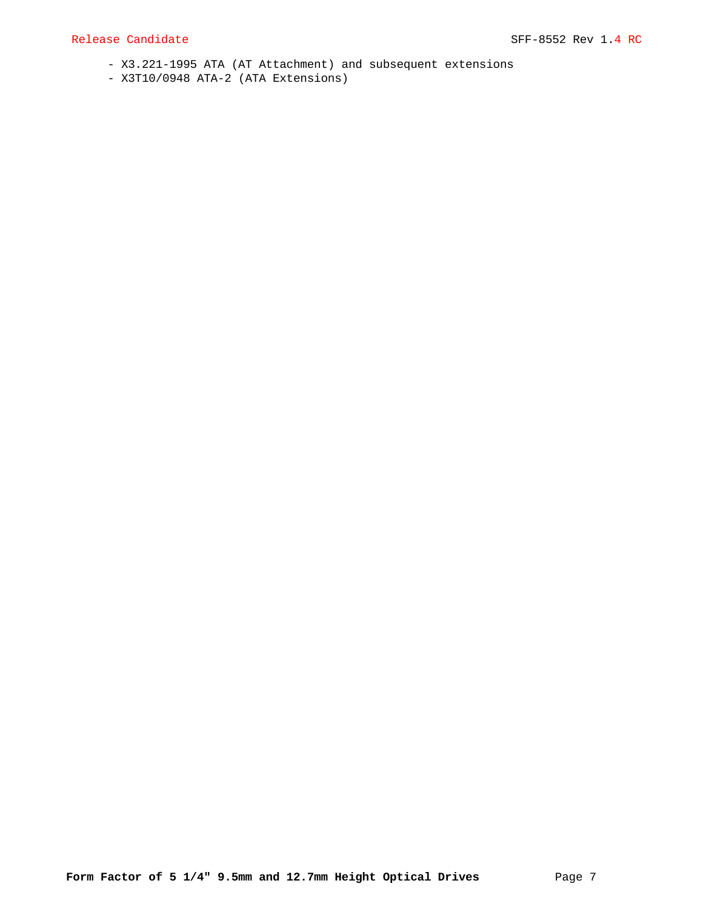- X3.221-1995 ATA (AT Attachment) and subsequent extensions
- X3T10/0948 ATA-2 (ATA Extensions)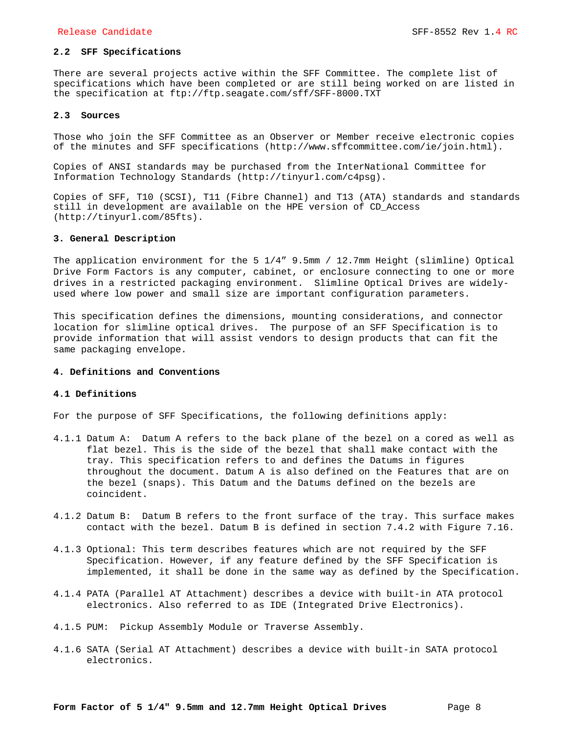## 2.2 SFF Specifications

There are several projects active within the SFF Committee. The complete list of specifications which have been completed or are still being worked on are listed in the specification at ftp://ftp.seagate.com/sff/SFF-8000.TXT

## 2.3 Sources

Those who join the SFF Committee as an Observer or Member receive electronic copies of the minutes and SFF specifications (http://www.sffcommittee.com/ie/join.html).

Copies of ANSI standards may be purchased from the InterNational Committee for Information Technology Standards (http://tinyurl.com/c4psg).

Copies of SFF, T10 (SCSI), T11 (Fibre Channel) and T13 (ATA) standards and standards still in development are available on the HPE version of CD_Access (http://tinyurl.com/85fts).

# 3. General Description

The application environment for the 5 1/4" 9.5mm / 12.7mm Height (slimline) Optical Drive Form Factors is any computer, cabinet, or enclosure connecting to one or more drives in a restricted packaging environment. Slimline Optical Drives are widely-used where low power and small size are important configuration parameters.

This specification defines the dimensions, mounting considerations, and connector location for slimline optical drives. The purpose of an SFF Specification is to provide information that will assist vendors to design products that can fit the same packaging envelope.

# 4. Definitions and Conventions

## 4.1 Definitions

For the purpose of SFF Specifications, the following definitions apply:

4.1.1 Datum A: Datum A refers to the back plane of the bezel on a cored as well as flat bezel. This is the side of the bezel that shall make contact with the tray. This specification refers to and defines the Datums in figures throughout the document. Datum A is also defined on the Features that are on the bezel (snaps). This Datum and the Datums defined on the bezels are coincident.

4.1.2 Datum B: Datum B refers to the front surface of the tray. This surface makes contact with the bezel. Datum B is defined in section 7.4.2 with Figure 7.16.

4.1.3 Optional: This term describes features which are not required by the SFF Specification. However, if any feature defined by the SFF Specification is implemented, it shall be done in the same way as defined by the Specification.

4.1.4 PATA (Parallel AT Attachment) describes a device with built-in ATA protocol electronics. Also referred to as IDE (Integrated Drive Electronics).

4.1.5 PUM: Pickup Assembly Module or Traverse Assembly.

4.1.6 SATA (Serial AT Attachment) describes a device with built-in SATA protocol electronics.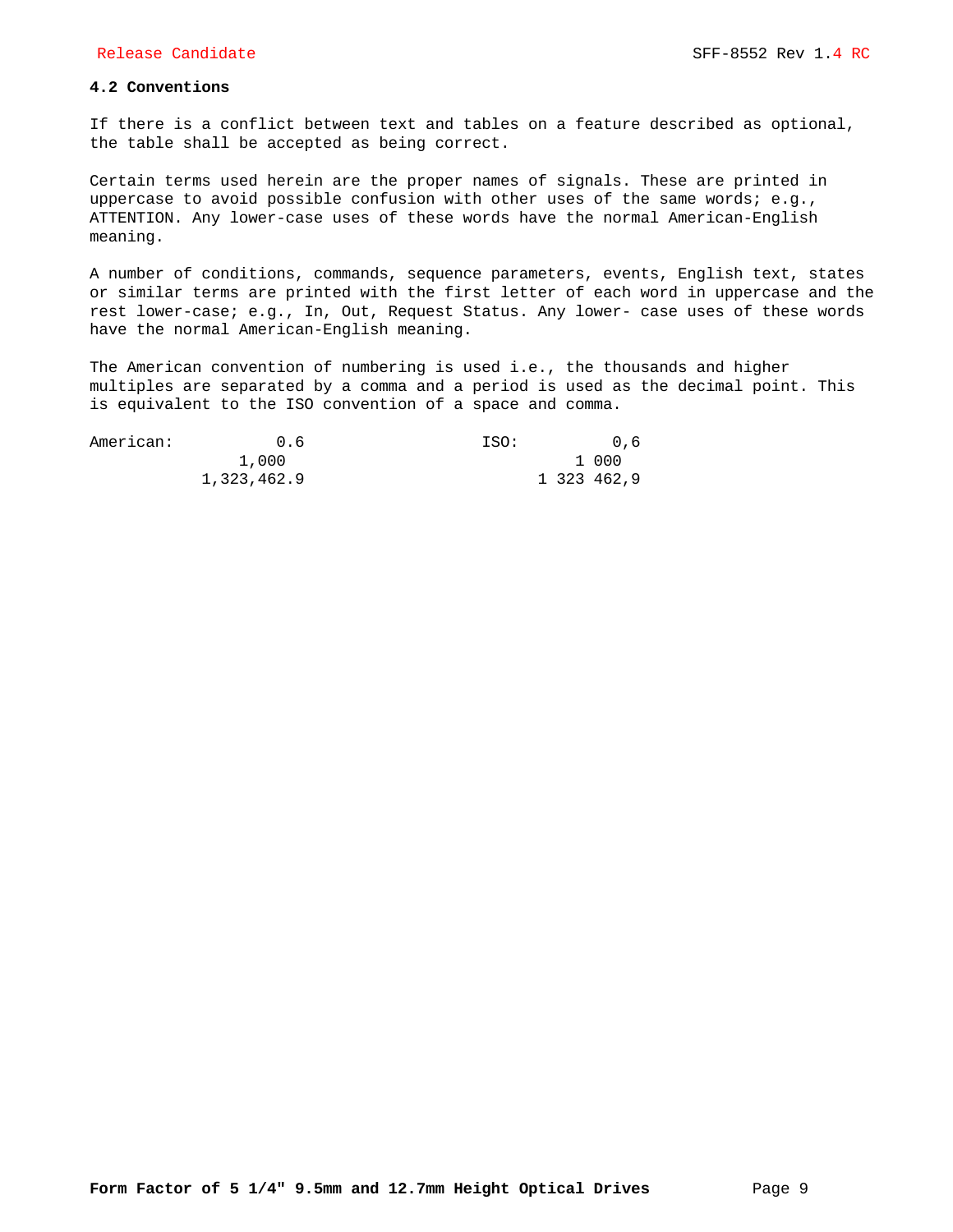## 4.2 Conventions

If there is a conflict between text and tables on a feature described as optional, the table shall be accepted as being correct.

Certain terms used herein are the proper names of signals. These are printed in uppercase to avoid possible confusion with other uses of the same words; e.g., ATTENTION. Any lower-case uses of these words have the normal American-English meaning.

A number of conditions, commands, sequence parameters, events, English text, states or similar terms are printed with the first letter of each word in uppercase and the rest lower-case; e.g., In, Out, Request Status. Any lower- case uses of these words have the normal American-English meaning.

The American convention of numbering is used i.e., the thousands and higher multiples are separated by a comma and a period is used as the decimal point. This is equivalent to the ISO convention of a space and comma.

| American: | ISO: |
|---|---|
| 0.6 | 0,6 |
| 1,000 | 1 000 |
| 1,323,462.9 | 1 323 462,9 |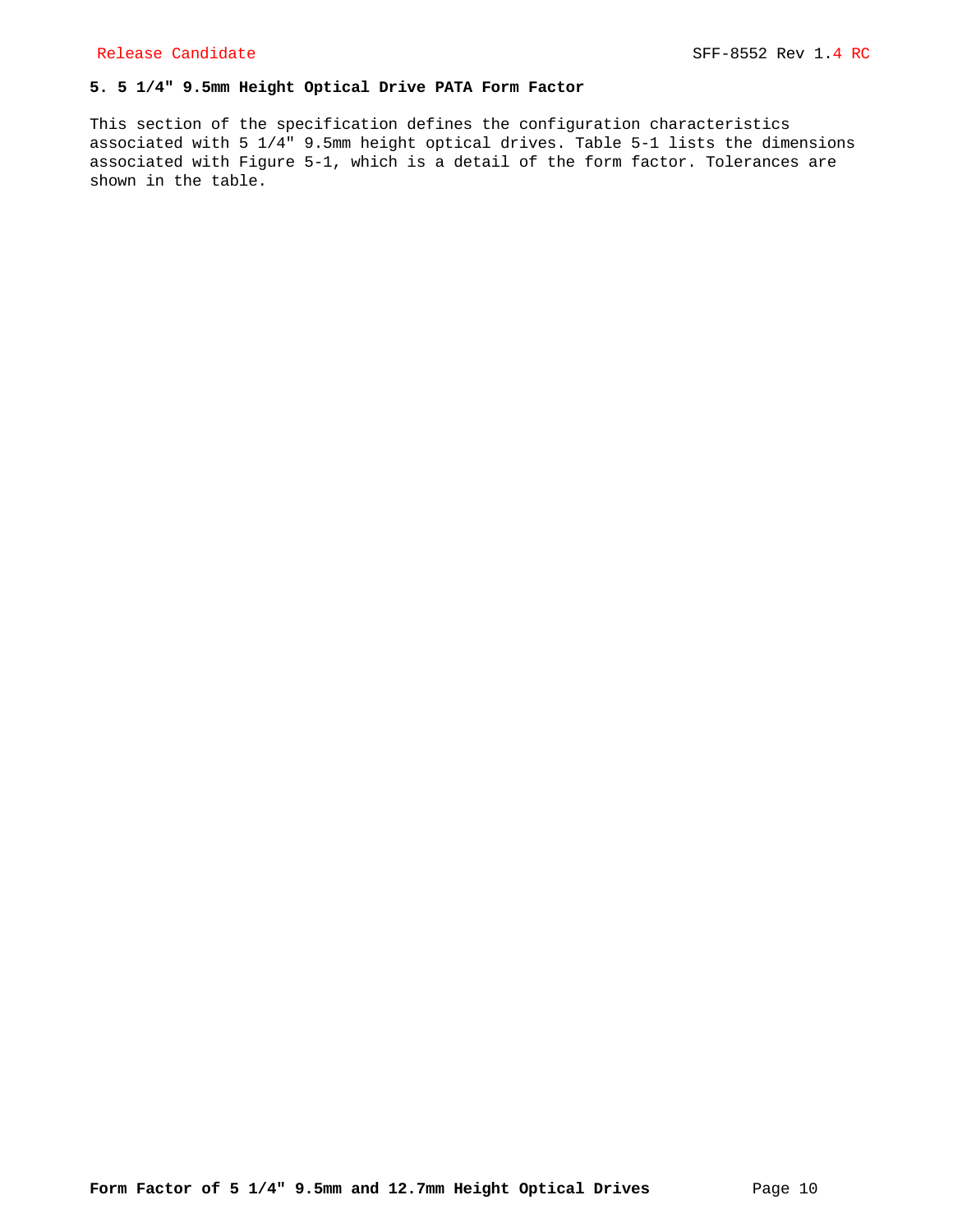## 5. 5 1/4" 9.5mm Height Optical Drive PATA Form Factor

This section of the specification defines the configuration characteristics associated with 5 1/4" 9.5mm height optical drives. Table 5-1 lists the dimensions associated with Figure 5-1, which is a detail of the form factor. Tolerances are shown in the table.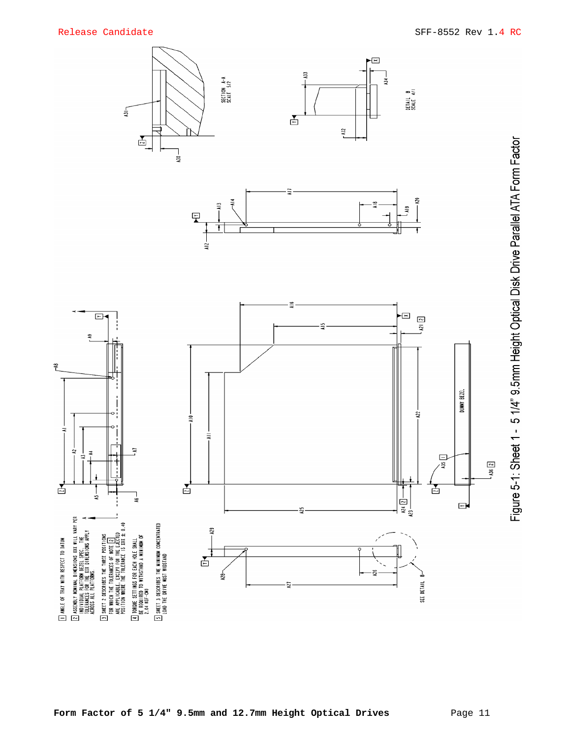1. ANGLE OF TRAY WITH RESPECT TO DATUM

2. ASSEMBLY NOMINAL DIMENSIONS XXX WILL VARY PER INDIVIDUAL PLATFORM BEZEL SPEC. THE TOLERANCES FOR THE XXX DIMENSIONS APPLY ACROSS ALL PLATFORMS.

3. SHEET 2 DESCRIBES THE THREE POSITIONS FOR WHICH THE TOLERANCES OF NOTE 2 ARE APPLICABLE, EXCEPT FOR THE EJECTED POSITION WHERE THE TOLERANCE IS XXX ± 0.40

4. TORQUE SETTINGS FOR EACH HOLE SHALL BE REQUIRED TO WITHSTAND A MINIMUM OF 2.04 KGF-CM)

5. SHEET 3 DESCRIBES THE MINIMUM CONCENTRATED LOAD THE DRIVE MUST WIDSTAND

SECTION A-A
SCALE 5/2

DETAIL B
SCALE 4/1

DUMMY BEZEL

SEE DETAIL B

Figure 5-1: Sheet 1 - 5 1/4" 9.5mm Height Optical Disk Drive Parallel ATA Form Factor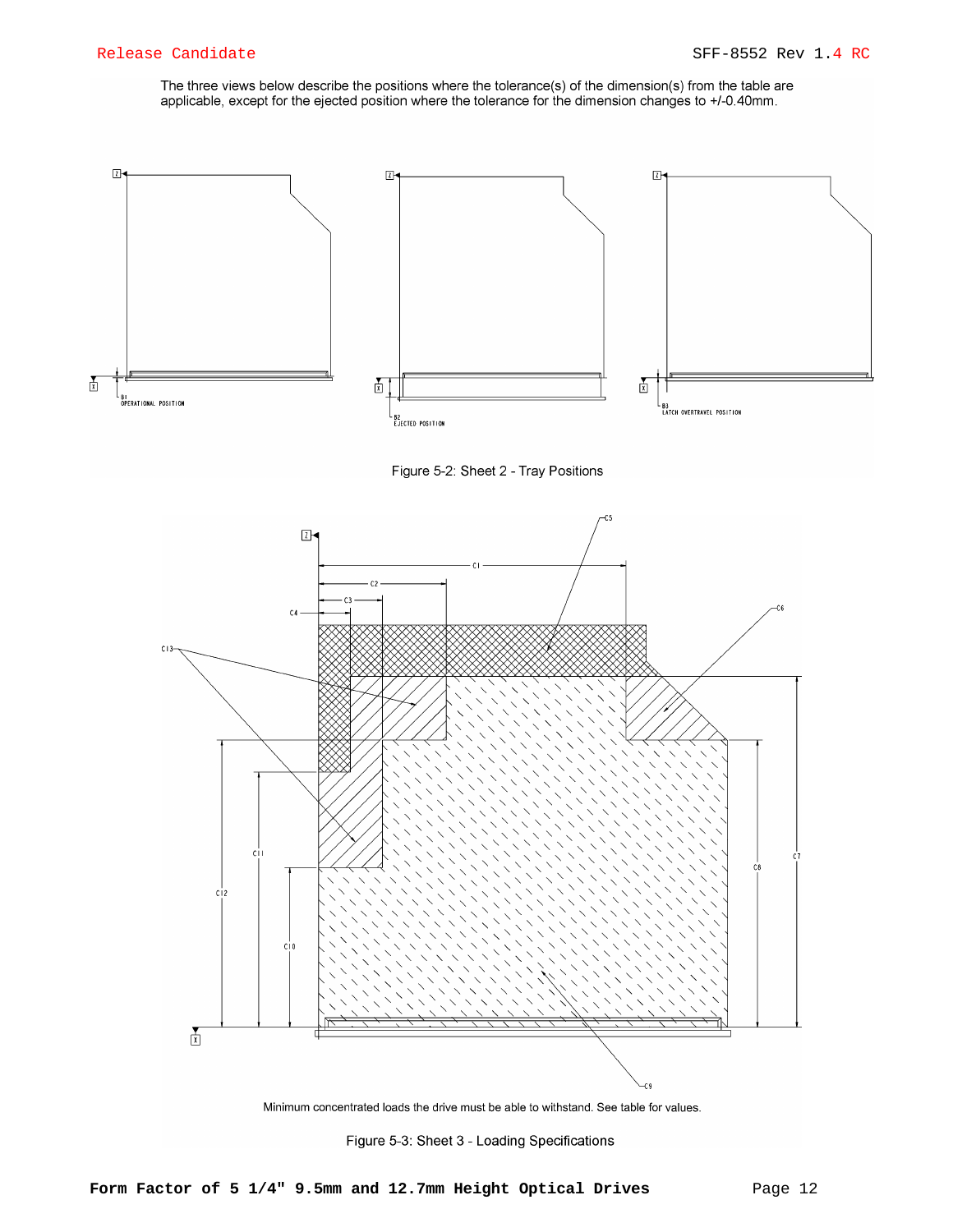The three views below describe the positions where the tolerance(s) of the dimension(s) from the table are applicable, except for the ejected position where the tolerance for the dimension changes to +/-0.40mm.

Figure 5-2: Sheet 2 - Tray Positions

Minimum concentrated loads the drive must be able to withstand. See table for values.

Figure 5-3: Sheet 3 - Loading Specifications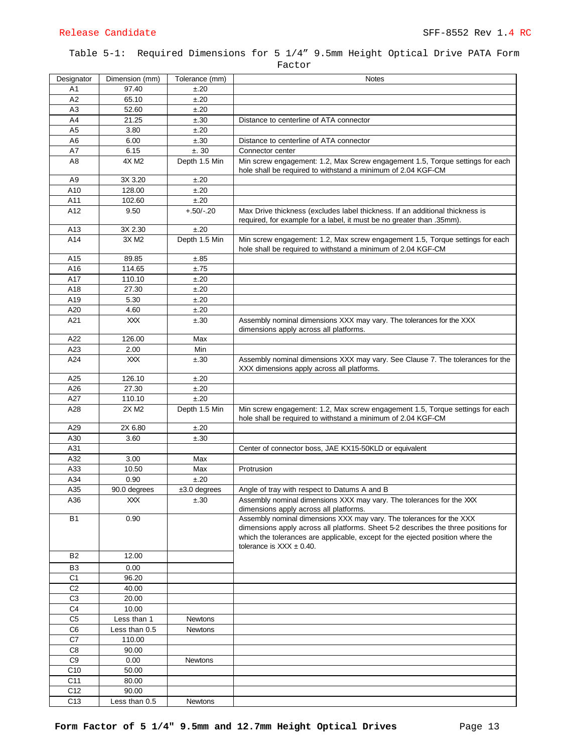Table 5-1: Required Dimensions for 5 1/4" 9.5mm Height Optical Drive PATA Form Factor

| Designator | Dimension (mm) | Tolerance (mm) | Notes |
|---|---|---|---|
| A1 | 97.40 | ±.20 | |
| A2 | 65.10 | ±.20 | |
| A3 | 52.60 | ±.20 | |
| A4 | 21.25 | ±.30 | Distance to centerline of ATA connector |
| A5 | 3.80 | ±.20 | |
| A6 | 6.00 | ±.30 | Distance to centerline of ATA connector |
| A7 | 6.15 | ±. 30 | Connector center |
| A8 | 4X M2 | Depth 1.5 Min | Min screw engagement: 1.2, Max Screw engagement 1.5, Torque settings for each hole shall be required to withstand a minimum of 2.04 KGF-CM |
| A9 | 3X 3.20 | ±.20 | |
| A10 | 128.00 | ±.20 | |
| A11 | 102.60 | ±.20 | |
| A12 | 9.50 | +.50/-.20 | Max Drive thickness (excludes label thickness. If an additional thickness is required, for example for a label, it must be no greater than .35mm). |
| A13 | 3X 2.30 | ±.20 | |
| A14 | 3X M2 | Depth 1.5 Min | Min screw engagement: 1.2, Max screw engagement 1.5, Torque settings for each hole shall be required to withstand a minimum of 2.04 KGF-CM |
| A15 | 89.85 | ±.85 | |
| A16 | 114.65 | ±.75 | |
| A17 | 110.10 | ±.20 | |
| A18 | 27.30 | ±.20 | |
| A19 | 5.30 | ±.20 | |
| A20 | 4.60 | ±.20 | |
| A21 | XXX | ±.30 | Assembly nominal dimensions XXX may vary. The tolerances for the XXX dimensions apply across all platforms. |
| A22 | 126.00 | Max | |
| A23 | 2.00 | Min | |
| A24 | XXX | ±.30 | Assembly nominal dimensions XXX may vary. See Clause 7. The tolerances for the XXX dimensions apply across all platforms. |
| A25 | 126.10 | ±.20 | |
| A26 | 27.30 | ±.20 | |
| A27 | 110.10 | ±.20 | |
| A28 | 2X M2 | Depth 1.5 Min | Min screw engagement: 1.2, Max screw engagement 1.5, Torque settings for each hole shall be required to withstand a minimum of 2.04 KGF-CM |
| A29 | 2X 6.80 | ±.20 | |
| A30 | 3.60 | ±.30 | |
| A31 | | | Center of connector boss, JAE KX15-50KLD or equivalent |
| A32 | 3.00 | Max | |
| A33 | 10.50 | Max | Protrusion |
| A34 | 0.90 | ±.20 | |
| A35 | 90.0 degrees | ±3.0 degrees | Angle of tray with respect to Datums A and B |
| A36 | XXX | ±.30 | Assembly nominal dimensions XXX may vary. The tolerances for the XXX dimensions apply across all platforms. |
| B1 | 0.90 | | Assembly nominal dimensions XXX may vary. The tolerances for the XXX dimensions apply across all platforms. Sheet 5-2 describes the three positions for which the tolerances are applicable, except for the ejected position where the tolerance is XXX ± 0.40. |
| B2 | 12.00 | | |
| B3 | 0.00 | | |
| C1 | 96.20 | | |
| C2 | 40.00 | | |
| C3 | 20.00 | | |
| C4 | 10.00 | | |
| C5 | Less than 1 | Newtons | |
| C6 | Less than 0.5 | Newtons | |
| C7 | 110.00 | | |
| C8 | 90.00 | | |
| C9 | 0.00 | Newtons | |
| C10 | 50.00 | | |
| C11 | 80.00 | | |
| C12 | 90.00 | | |
| C13 | Less than 0.5 | Newtons | |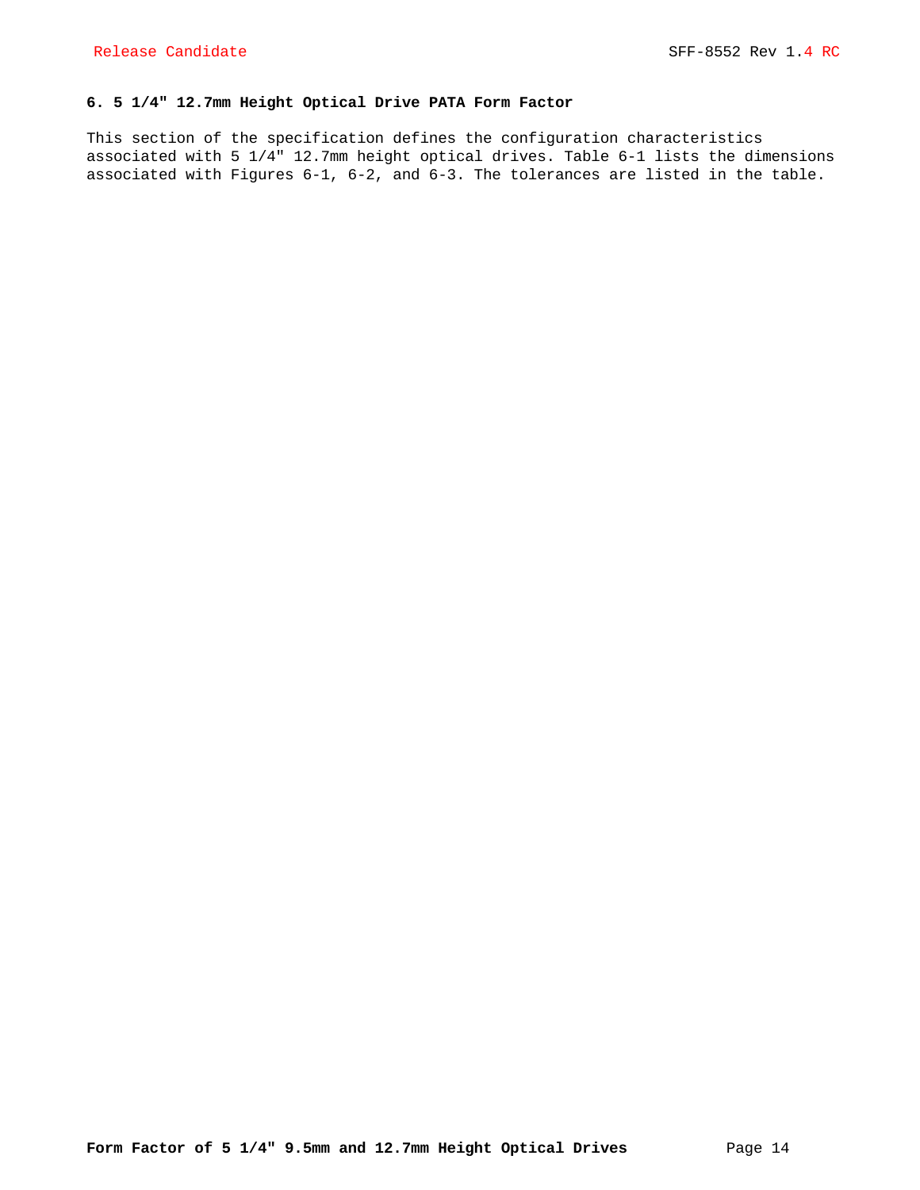# 6. 5 1/4" 12.7mm Height Optical Drive PATA Form Factor

This section of the specification defines the configuration characteristics associated with 5 1/4" 12.7mm height optical drives. Table 6-1 lists the dimensions associated with Figures 6-1, 6-2, and 6-3. The tolerances are listed in the table.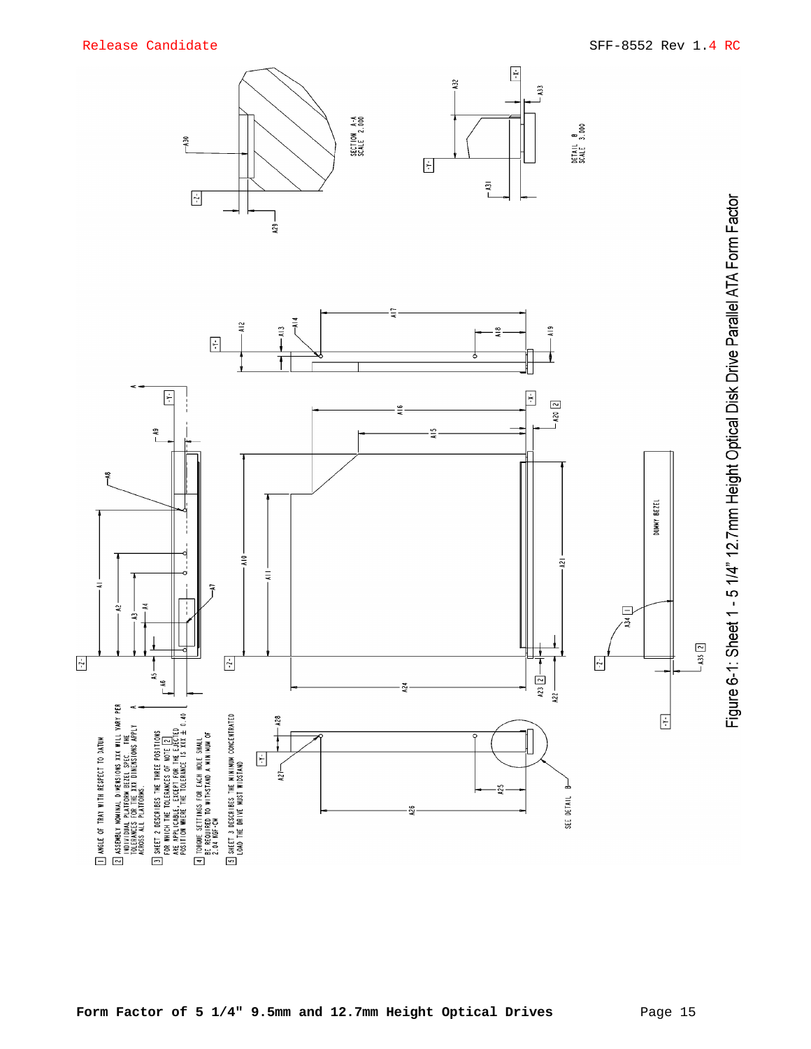1. ANGLE OF TRAY WITH RESPECT TO DATUM
2. ASSEMBLY NOMINAL DIMENSIONS XXX WILL VARY PER INDIVIDUAL PLATFORM BEZEL SPEC. THE TOLERANCES FOR THE XXX DIMENSIONS APPLY ACROSS ALL PLATFORMS.
3. SHEET 2 DESCRIBES THE THREE POSITIONS FOR WHICH THE TOLERANCES OF NOTE 2 ARE APPLICABLE, EXCEPT FOR THE EJECTED POSITION WHERE THE TOLERANCE IS XXX ± 0.40
4. TORQUE SETTINGS FOR EACH HOLE SHALL BE REQUIRED TO WITHSTAND A MINIMUM OF 2.04 KGF-CM
5. SHEET 3 DESCRIBES THE MINIMUM CONCENTRATED LOAD THE DRIVE MUST WIDSTAND

SECTION A-A SCALE 2.000

DETAIL B SCALE 3.000

DUMMY BEZEL

SEE DETAIL B

Figure 6-1: Sheet 1 - 5 1/4" 12.7mm Height Optical Disk Drive Parallel ATA Form Factor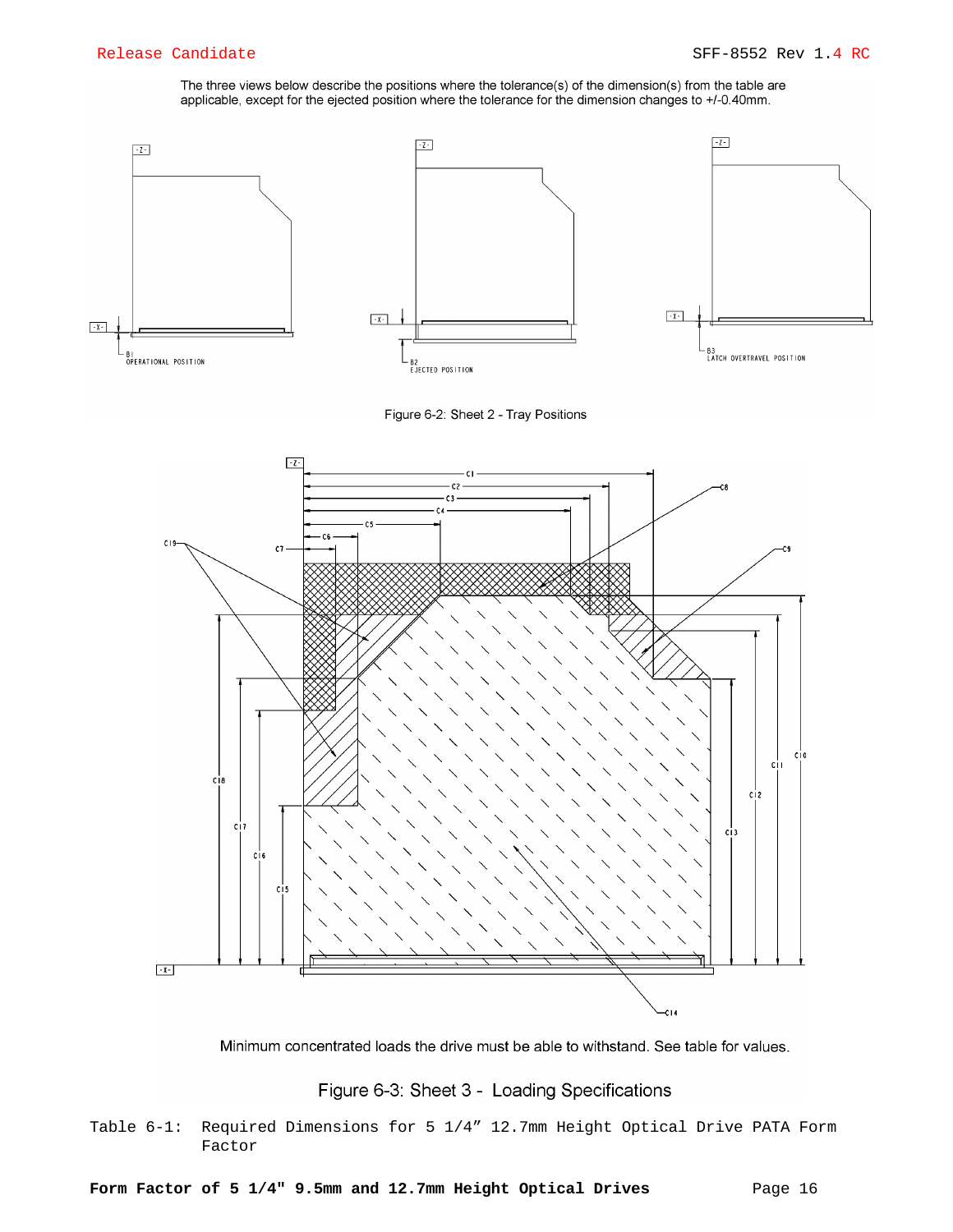The three views below describe the positions where the tolerance(s) of the dimension(s) from the table are applicable, except for the ejected position where the tolerance for the dimension changes to +/-0.40mm.

Figure 6-2: Sheet 2 - Tray Positions

Minimum concentrated loads the drive must be able to withstand. See table for values.

Figure 6-3: Sheet 3 - Loading Specifications

Table 6-1: Required Dimensions for 5 1/4" 12.7mm Height Optical Drive PATA Form Factor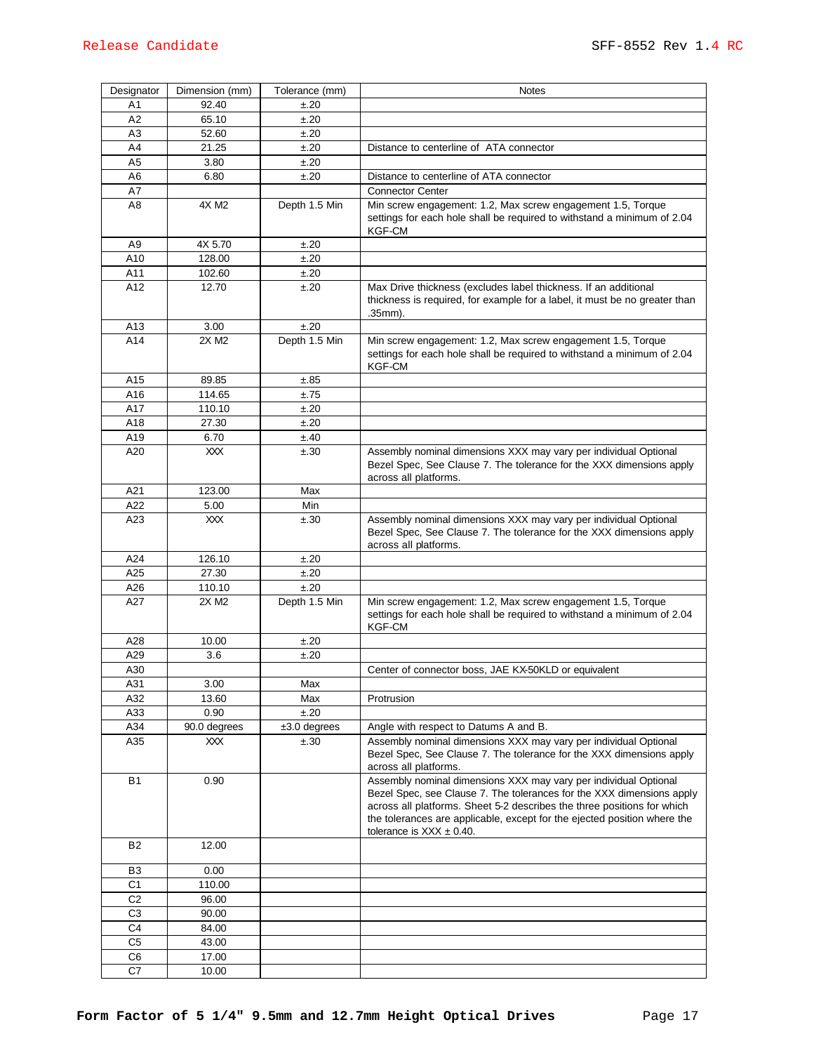| Designator | Dimension (mm) | Tolerance (mm) | Notes |
|---|---|---|---|
| A1 | 92.40 | ±.20 | |
| A2 | 65.10 | ±.20 | |
| A3 | 52.60 | ±.20 | |
| A4 | 21.25 | ±.20 | Distance to centerline of ATA connector |
| A5 | 3.80 | ±.20 | |
| A6 | 6.80 | ±.20 | Distance to centerline of ATA connector |
| A7 | | | Connector Center |
| A8 | 4X M2 | Depth 1.5 Min | Min screw engagement: 1.2, Max screw engagement 1.5, Torque settings for each hole shall be required to withstand a minimum of 2.04 KGF-CM |
| A9 | 4X 5.70 | ±.20 | |
| A10 | 128.00 | ±.20 | |
| A11 | 102.60 | ±.20 | |
| A12 | 12.70 | ±.20 | Max Drive thickness (excludes label thickness. If an additional thickness is required, for example for a label, it must be no greater than .35mm). |
| A13 | 3.00 | ±.20 | |
| A14 | 2X M2 | Depth 1.5 Min | Min screw engagement: 1.2, Max screw engagement 1.5, Torque settings for each hole shall be required to withstand a minimum of 2.04 KGF-CM |
| A15 | 89.85 | ±.85 | |
| A16 | 114.65 | ±.75 | |
| A17 | 110.10 | ±.20 | |
| A18 | 27.30 | ±.20 | |
| A19 | 6.70 | ±.40 | |
| A20 | XXX | ±.30 | Assembly nominal dimensions XXX may vary per individual Optional Bezel Spec, See Clause 7. The tolerance for the XXX dimensions apply across all platforms. |
| A21 | 123.00 | Max | |
| A22 | 5.00 | Min | |
| A23 | XXX | ±.30 | Assembly nominal dimensions XXX may vary per individual Optional Bezel Spec, See Clause 7. The tolerance for the XXX dimensions apply across all platforms. |
| A24 | 126.10 | ±.20 | |
| A25 | 27.30 | ±.20 | |
| A26 | 110.10 | ±.20 | |
| A27 | 2X M2 | Depth 1.5 Min | Min screw engagement: 1.2, Max screw engagement 1.5, Torque settings for each hole shall be required to withstand a minimum of 2.04 KGF-CM |
| A28 | 10.00 | ±.20 | |
| A29 | 3.6 | ±.20 | |
| A30 | | | Center of connector boss, JAE KX-50KLD or equivalent |
| A31 | 3.00 | Max | |
| A32 | 13.60 | Max | Protrusion |
| A33 | 0.90 | ±.20 | |
| A34 | 90.0 degrees | ±3.0 degrees | Angle with respect to Datums A and B. |
| A35 | XXX | ±.30 | Assembly nominal dimensions XXX may vary per individual Optional Bezel Spec, See Clause 7. The tolerance for the XXX dimensions apply across all platforms. |
| B1 | 0.90 | | Assembly nominal dimensions XXX may vary per individual Optional Bezel Spec, see Clause 7. The tolerances for the XXX dimensions apply across all platforms. Sheet 5-2 describes the three positions for which the tolerances are applicable, except for the ejected position where the tolerance is XXX ± 0.40. |
| B2 | 12.00 | | |
| B3 | 0.00 | | |
| C1 | 110.00 | | |
| C2 | 96.00 | | |
| C3 | 90.00 | | |
| C4 | 84.00 | | |
| C5 | 43.00 | | |
| C6 | 17.00 | | |
| C7 | 10.00 | | |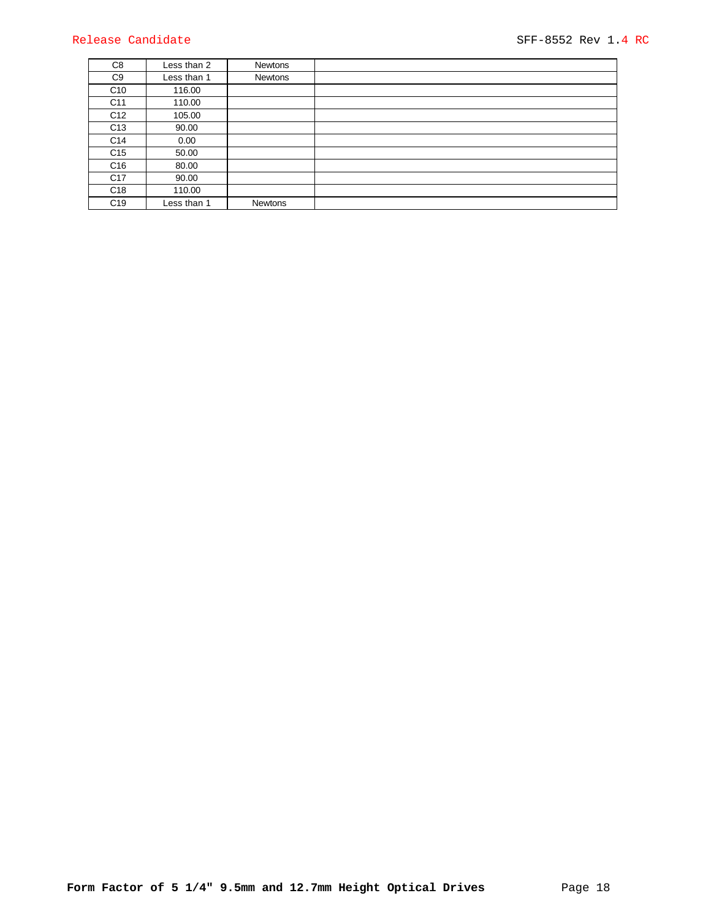| | | | |
|---|---|---|---|
| C8 | Less than 2 | Newtons | |
| C9 | Less than 1 | Newtons | |
| C10 | 116.00 | | |
| C11 | 110.00 | | |
| C12 | 105.00 | | |
| C13 | 90.00 | | |
| C14 | 0.00 | | |
| C15 | 50.00 | | |
| C16 | 80.00 | | |
| C17 | 90.00 | | |
| C18 | 110.00 | | |
| C19 | Less than 1 | Newtons | |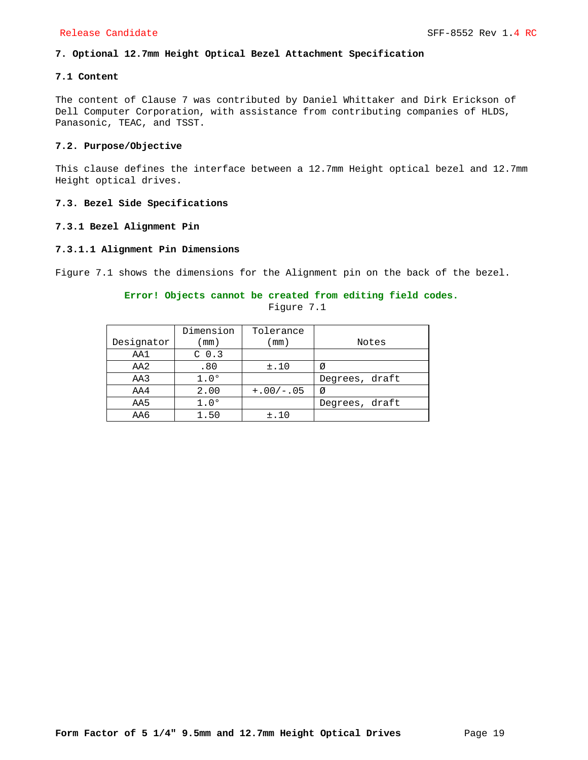# 7. Optional 12.7mm Height Optical Bezel Attachment Specification

## 7.1 Content

The content of Clause 7 was contributed by Daniel Whittaker and Dirk Erickson of Dell Computer Corporation, with assistance from contributing companies of HLDS, Panasonic, TEAC, and TSST.

## 7.2. Purpose/Objective

This clause defines the interface between a 12.7mm Height optical bezel and 12.7mm Height optical drives.

## 7.3. Bezel Side Specifications

### 7.3.1 Bezel Alignment Pin

#### 7.3.1.1 Alignment Pin Dimensions

Figure 7.1 shows the dimensions for the Alignment pin on the back of the bezel.

**Error! Objects cannot be created from editing field codes.**

Figure 7.1

| Designator | Dimension (mm) | Tolerance (mm) | Notes |
|---|---|---|---|
| AA1 | C 0.3 | | |
| AA2 | .80 | ±.10 | Ø |
| AA3 | 1.0° | | Degrees, draft |
| AA4 | 2.00 | +.00/-.05 | Ø |
| AA5 | 1.0° | | Degrees, draft |
| AA6 | 1.50 | ±.10 | |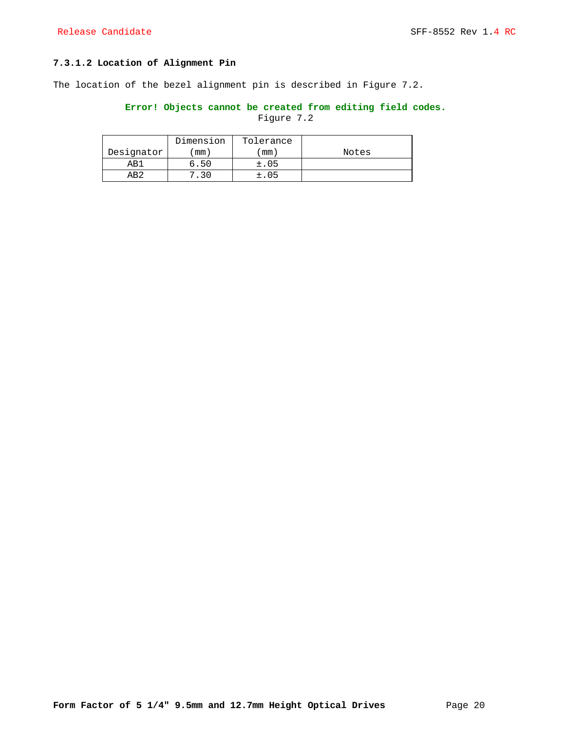#### 7.3.1.2 Location of Alignment Pin

The location of the bezel alignment pin is described in Figure 7.2.

**Error! Objects cannot be created from editing field codes.**

Figure 7.2

| Designator | Dimension (mm) | Tolerance (mm) | Notes |
|---|---|---|---|
| AB1 | 6.50 | ±.05 | |
| AB2 | 7.30 | ±.05 | |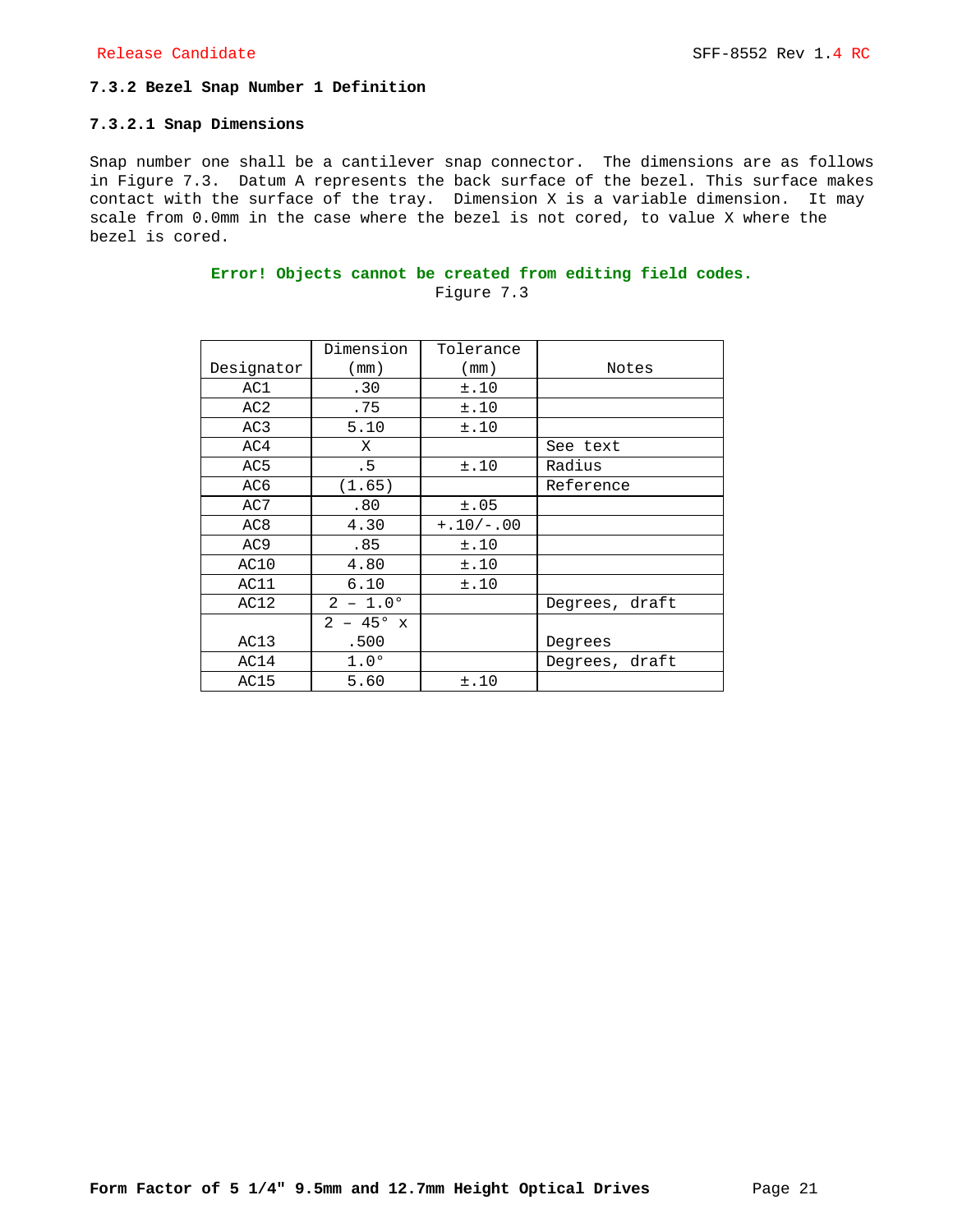### 7.3.2 Bezel Snap Number 1 Definition

#### 7.3.2.1 Snap Dimensions

Snap number one shall be a cantilever snap connector. The dimensions are as follows in Figure 7.3. Datum A represents the back surface of the bezel. This surface makes contact with the surface of the tray. Dimension X is a variable dimension. It may scale from 0.0mm in the case where the bezel is not cored, to value X where the bezel is cored.

**Error! Objects cannot be created from editing field codes.**

Figure 7.3

| Designator | Dimension (mm) | Tolerance (mm) | Notes |
|---|---|---|---|
| AC1 | .30 | ±.10 | |
| AC2 | .75 | ±.10 | |
| AC3 | 5.10 | ±.10 | |
| AC4 | X | | See text |
| AC5 | .5 | ±.10 | Radius |
| AC6 | (1.65) | | Reference |
| AC7 | .80 | ±.05 | |
| AC8 | 4.30 | +.10/-.00 | |
| AC9 | .85 | ±.10 | |
| AC10 | 4.80 | ±.10 | |
| AC11 | 6.10 | ±.10 | |
| AC12 | 2 – 1.0° | | Degrees, draft |
| AC13 | 2 – 45° x .500 | | Degrees |
| AC14 | 1.0° | | Degrees, draft |
| AC15 | 5.60 | ±.10 | |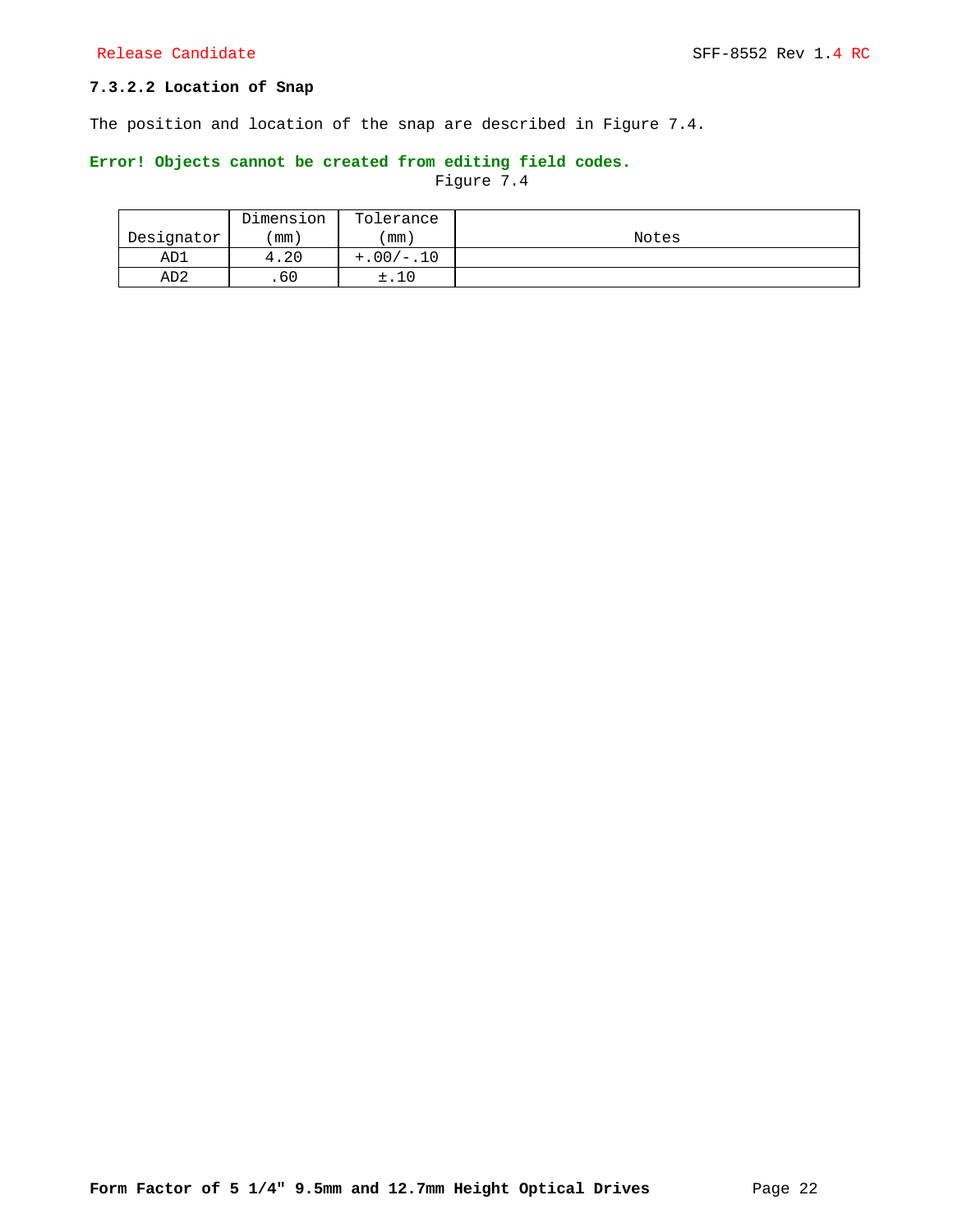#### 7.3.2.2 Location of Snap

The position and location of the snap are described in Figure 7.4.

**Error! Objects cannot be created from editing field codes.**

Figure 7.4

| Designator | Dimension (mm) | Tolerance (mm) | Notes |
|---|---|---|---|
| AD1 | 4.20 | +.00/-.10 | |
| AD2 | .60 | ±.10 | |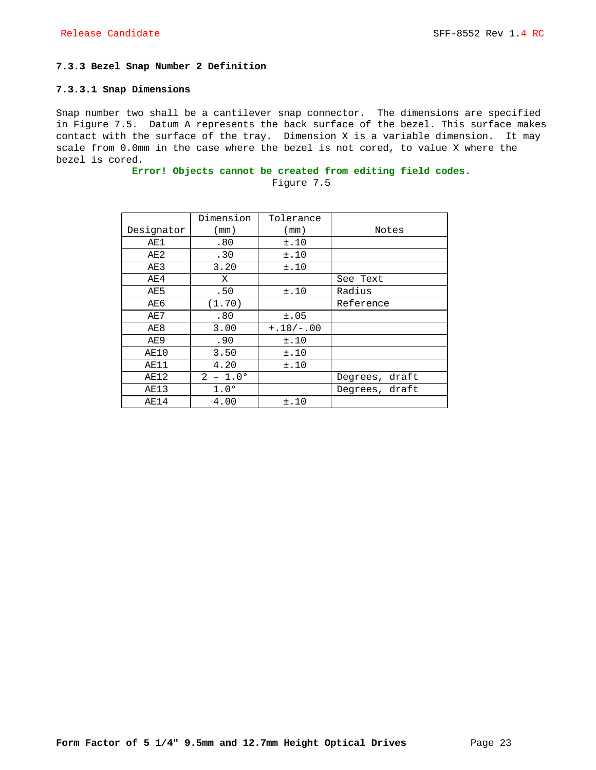### 7.3.3 Bezel Snap Number 2 Definition

#### 7.3.3.1 Snap Dimensions

Snap number two shall be a cantilever snap connector. The dimensions are specified in Figure 7.5. Datum A represents the back surface of the bezel. This surface makes contact with the surface of the tray. Dimension X is a variable dimension. It may scale from 0.0mm in the case where the bezel is not cored, to value X where the bezel is cored.

**Error! Objects cannot be created from editing field codes.**

Figure 7.5

| Designator | Dimension (mm) | Tolerance (mm) | Notes |
|---|---|---|---|
| AE1 | .80 | ±.10 | |
| AE2 | .30 | ±.10 | |
| AE3 | 3.20 | ±.10 | |
| AE4 | X | | See Text |
| AE5 | .50 | ±.10 | Radius |
| AE6 | (1.70) | | Reference |
| AE7 | .80 | ±.05 | |
| AE8 | 3.00 | +.10/-.00 | |
| AE9 | .90 | ±.10 | |
| AE10 | 3.50 | ±.10 | |
| AE11 | 4.20 | ±.10 | |
| AE12 | 2 – 1.0° | | Degrees, draft |
| AE13 | 1.0° | | Degrees, draft |
| AE14 | 4.00 | ±.10 | |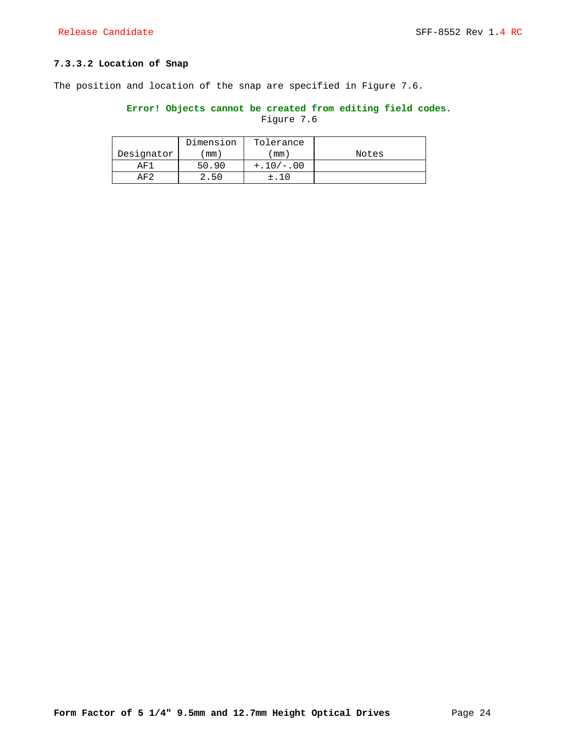#### 7.3.3.2 Location of Snap

The position and location of the snap are specified in Figure 7.6.

**Error! Objects cannot be created from editing field codes.**

Figure 7.6

| Designator | Dimension (mm) | Tolerance (mm) | Notes |
|---|---|---|---|
| AF1 | 50.90 | +.10/-.00 | |
| AF2 | 2.50 | ±.10 | |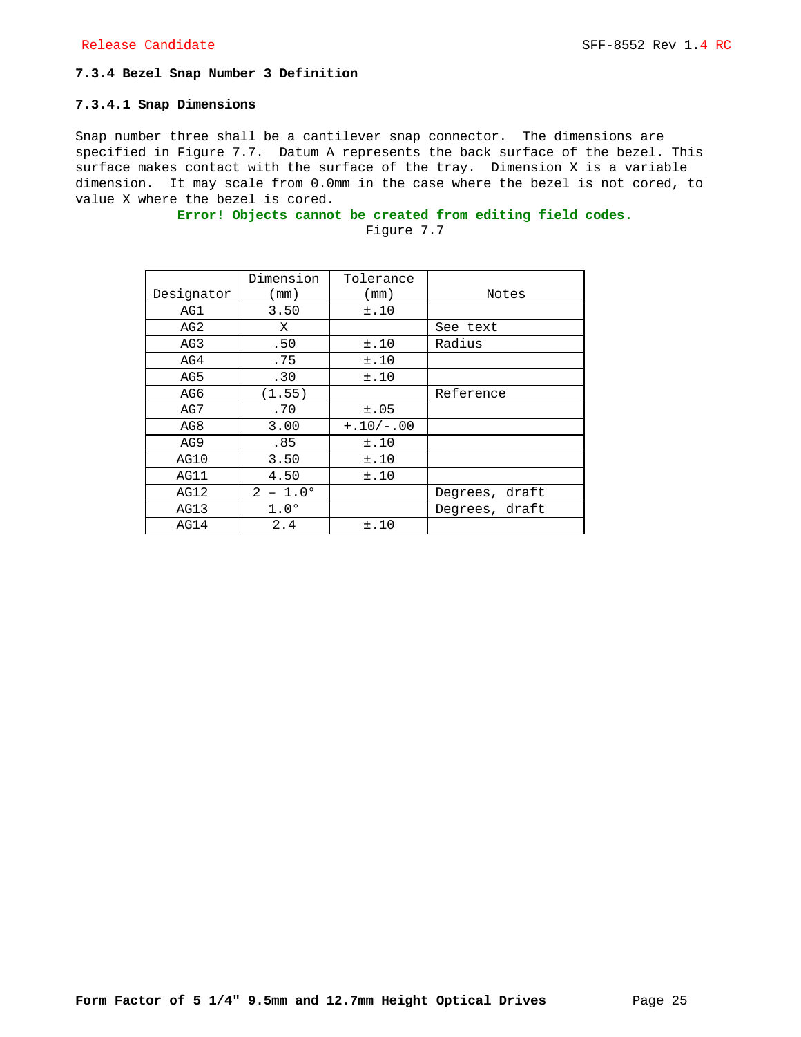### 7.3.4 Bezel Snap Number 3 Definition

#### 7.3.4.1 Snap Dimensions

Snap number three shall be a cantilever snap connector. The dimensions are specified in Figure 7.7. Datum A represents the back surface of the bezel. This surface makes contact with the surface of the tray. Dimension X is a variable dimension. It may scale from 0.0mm in the case where the bezel is not cored, to value X where the bezel is cored.

**Error! Objects cannot be created from editing field codes.**

Figure 7.7

| Designator | Dimension (mm) | Tolerance (mm) | Notes |
|---|---|---|---|
| AG1 | 3.50 | ±.10 | |
| AG2 | X | | See text |
| AG3 | .50 | ±.10 | Radius |
| AG4 | .75 | ±.10 | |
| AG5 | .30 | ±.10 | |
| AG6 | (1.55) | | Reference |
| AG7 | .70 | ±.05 | |
| AG8 | 3.00 | +.10/-.00 | |
| AG9 | .85 | ±.10 | |
| AG10 | 3.50 | ±.10 | |
| AG11 | 4.50 | ±.10 | |
| AG12 | 2 – 1.0° | | Degrees, draft |
| AG13 | 1.0° | | Degrees, draft |
| AG14 | 2.4 | ±.10 | |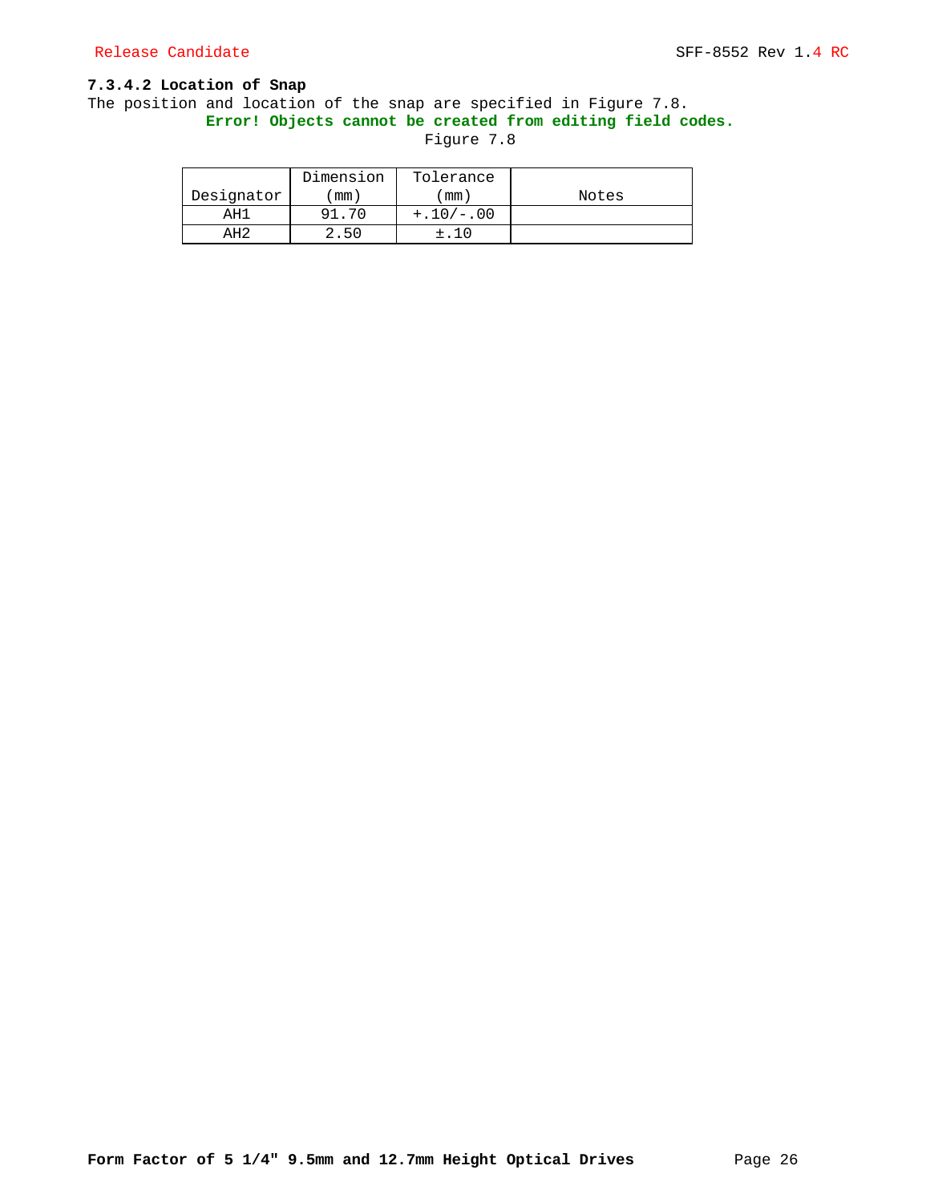#### 7.3.4.2 Location of Snap

The position and location of the snap are specified in Figure 7.8.

**Error! Objects cannot be created from editing field codes.**

Figure 7.8

| Designator | Dimension (mm) | Tolerance (mm) | Notes |
|---|---|---|---|
| AH1 | 91.70 | +.10/-.00 | |
| AH2 | 2.50 | ±.10 | |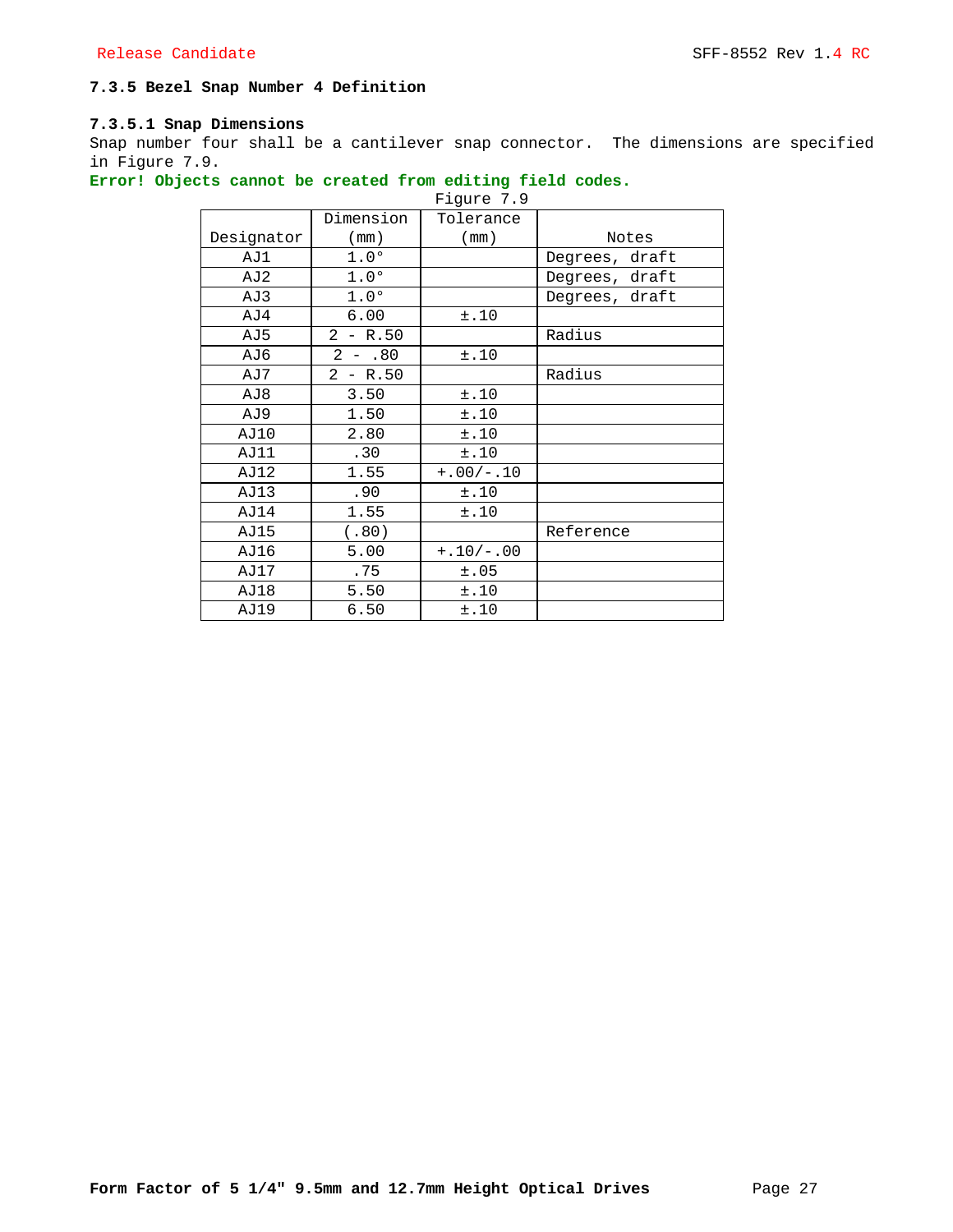### 7.3.5 Bezel Snap Number 4 Definition

#### 7.3.5.1 Snap Dimensions

Snap number four shall be a cantilever snap connector. The dimensions are specified in Figure 7.9.

**Error! Objects cannot be created from editing field codes.**

Figure 7.9

| Designator | Dimension (mm) | Tolerance (mm) | Notes |
|---|---|---|---|
| AJ1 | 1.0° | | Degrees, draft |
| AJ2 | 1.0° | | Degrees, draft |
| AJ3 | 1.0° | | Degrees, draft |
| AJ4 | 6.00 | ±.10 | |
| AJ5 | 2 - R.50 | | Radius |
| AJ6 | 2 - .80 | ±.10 | |
| AJ7 | 2 - R.50 | | Radius |
| AJ8 | 3.50 | ±.10 | |
| AJ9 | 1.50 | ±.10 | |
| AJ10 | 2.80 | ±.10 | |
| AJ11 | .30 | ±.10 | |
| AJ12 | 1.55 | +.00/-.10 | |
| AJ13 | .90 | ±.10 | |
| AJ14 | 1.55 | ±.10 | |
| AJ15 | (.80) | | Reference |
| AJ16 | 5.00 | +.10/-.00 | |
| AJ17 | .75 | ±.05 | |
| AJ18 | 5.50 | ±.10 | |
| AJ19 | 6.50 | ±.10 | |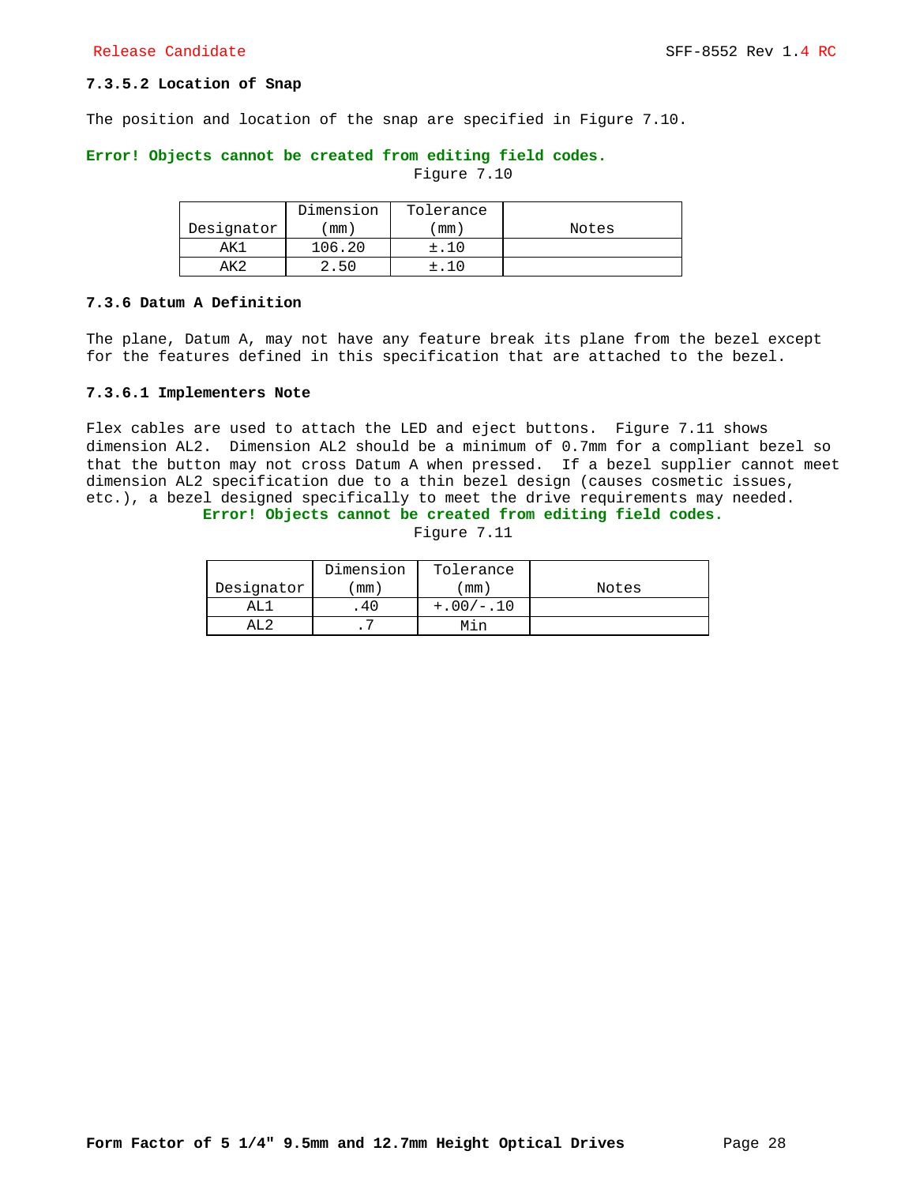#### 7.3.5.2 Location of Snap

The position and location of the snap are specified in Figure 7.10.

**Error! Objects cannot be created from editing field codes.**

Figure 7.10

| Designator | Dimension (mm) | Tolerance (mm) | Notes |
|---|---|---|---|
| AK1 | 106.20 | ±.10 | |
| AK2 | 2.50 | ±.10 | |

### 7.3.6 Datum A Definition

The plane, Datum A, may not have any feature break its plane from the bezel except for the features defined in this specification that are attached to the bezel.

#### 7.3.6.1 Implementers Note

Flex cables are used to attach the LED and eject buttons. Figure 7.11 shows dimension AL2. Dimension AL2 should be a minimum of 0.7mm for a compliant bezel so that the button may not cross Datum A when pressed. If a bezel supplier cannot meet dimension AL2 specification due to a thin bezel design (causes cosmetic issues, etc.), a bezel designed specifically to meet the drive requirements may needed.

**Error! Objects cannot be created from editing field codes.**

Figure 7.11

| Designator | Dimension (mm) | Tolerance (mm) | Notes |
|---|---|---|---|
| AL1 | .40 | +.00/-.10 | |
| AL2 | .7 | Min | |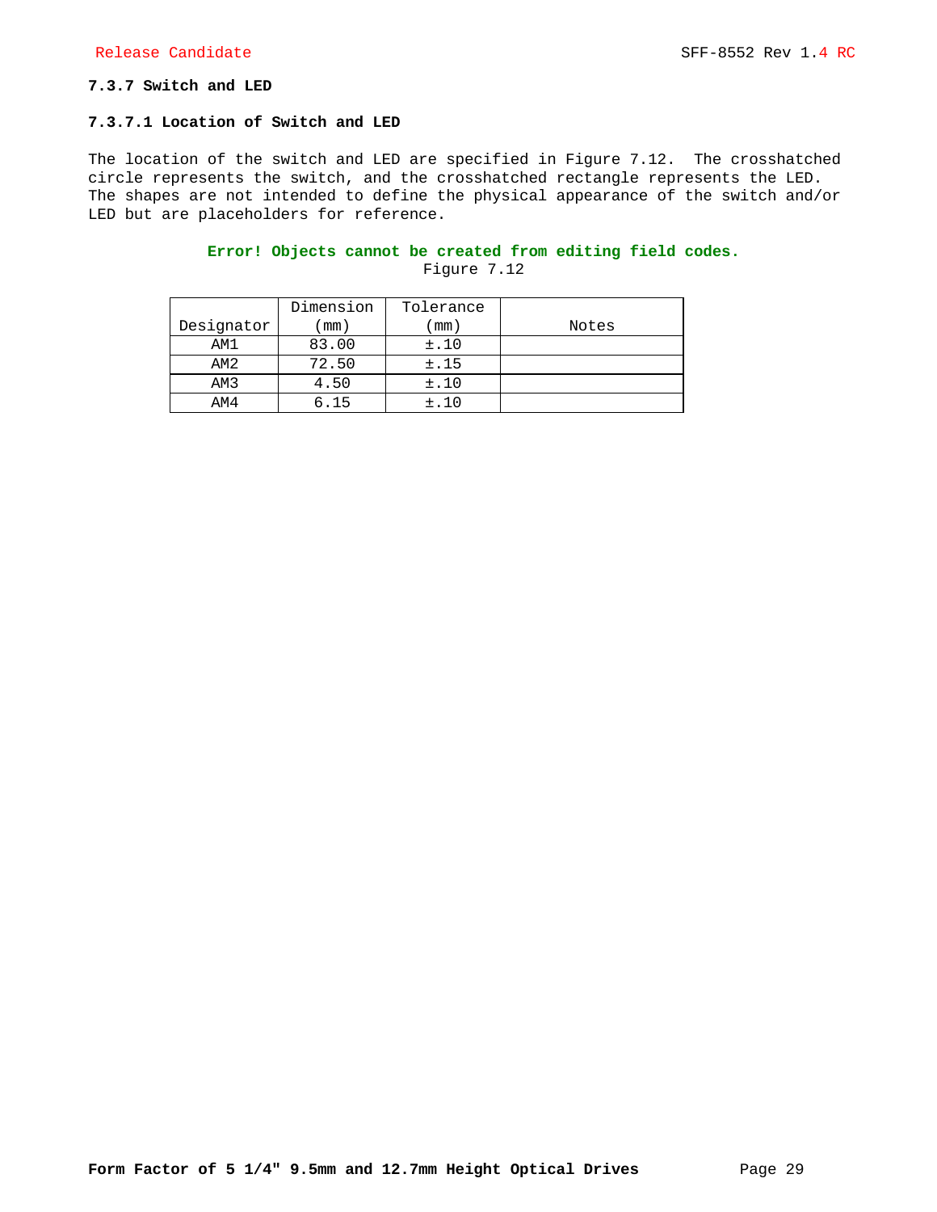### 7.3.7 Switch and LED

#### 7.3.7.1 Location of Switch and LED

The location of the switch and LED are specified in Figure 7.12. The crosshatched circle represents the switch, and the crosshatched rectangle represents the LED. The shapes are not intended to define the physical appearance of the switch and/or LED but are placeholders for reference.

**Error! Objects cannot be created from editing field codes.**

Figure 7.12

| Designator | Dimension (mm) | Tolerance (mm) | Notes |
|---|---|---|---|
| AM1 | 83.00 | ±.10 | |
| AM2 | 72.50 | ±.15 | |
| AM3 | 4.50 | ±.10 | |
| AM4 | 6.15 | ±.10 | |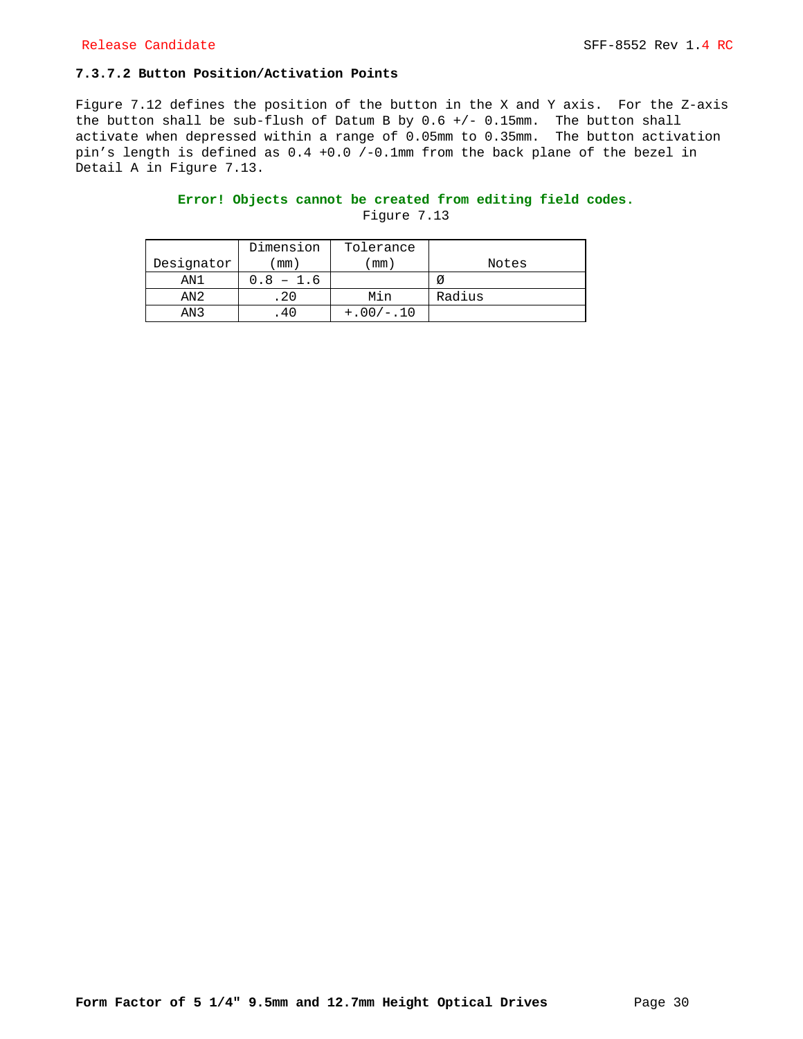### 7.3.7.2 Button Position/Activation Points

Figure 7.12 defines the position of the button in the X and Y axis. For the Z-axis the button shall be sub-flush of Datum B by 0.6 +/- 0.15mm. The button shall activate when depressed within a range of 0.05mm to 0.35mm. The button activation pin's length is defined as 0.4 +0.0 /-0.1mm from the back plane of the bezel in Detail A in Figure 7.13.

**Error! Objects cannot be created from editing field codes.**

Figure 7.13

| Designator | Dimension (mm) | Tolerance (mm) | Notes |
|---|---|---|---|
| AN1 | 0.8 – 1.6 | | Ø |
| AN2 | .20 | Min | Radius |
| AN3 | .40 | +.00/-.10 | |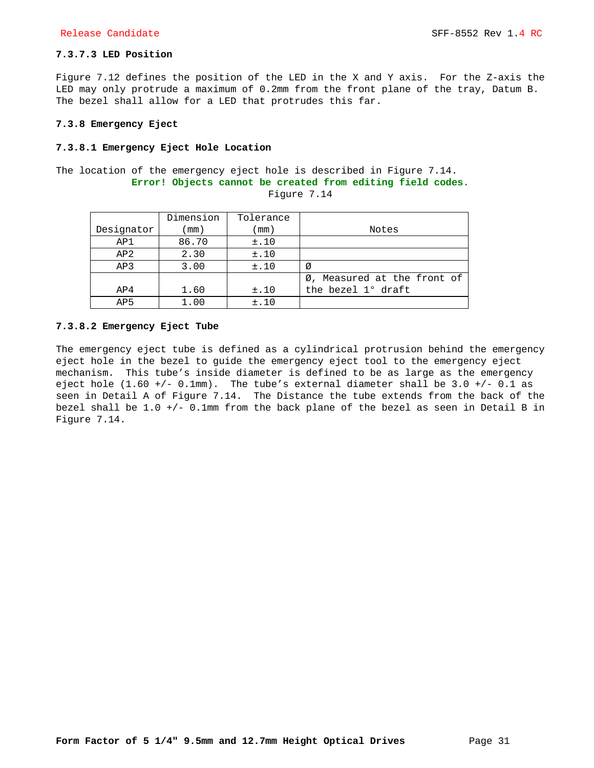#### 7.3.7.3 LED Position

Figure 7.12 defines the position of the LED in the X and Y axis. For the Z-axis the LED may only protrude a maximum of 0.2mm from the front plane of the tray, Datum B. The bezel shall allow for a LED that protrudes this far.

### 7.3.8 Emergency Eject

#### 7.3.8.1 Emergency Eject Hole Location

The location of the emergency eject hole is described in Figure 7.14.

**Error! Objects cannot be created from editing field codes.**

Figure 7.14

| Designator | Dimension (mm) | Tolerance (mm) | Notes |
|---|---|---|---|
| AP1 | 86.70 | ±.10 | |
| AP2 | 2.30 | ±.10 | |
| AP3 | 3.00 | ±.10 | Ø |
| AP4 | 1.60 | ±.10 | Ø, Measured at the front of the bezel 1° draft |
| AP5 | 1.00 | ±.10 | |

#### 7.3.8.2 Emergency Eject Tube

The emergency eject tube is defined as a cylindrical protrusion behind the emergency eject hole in the bezel to guide the emergency eject tool to the emergency eject mechanism. This tube's inside diameter is defined to be as large as the emergency eject hole (1.60 +/- 0.1mm). The tube's external diameter shall be 3.0 +/- 0.1 as seen in Detail A of Figure 7.14. The Distance the tube extends from the back of the bezel shall be 1.0 +/- 0.1mm from the back plane of the bezel as seen in Detail B in Figure 7.14.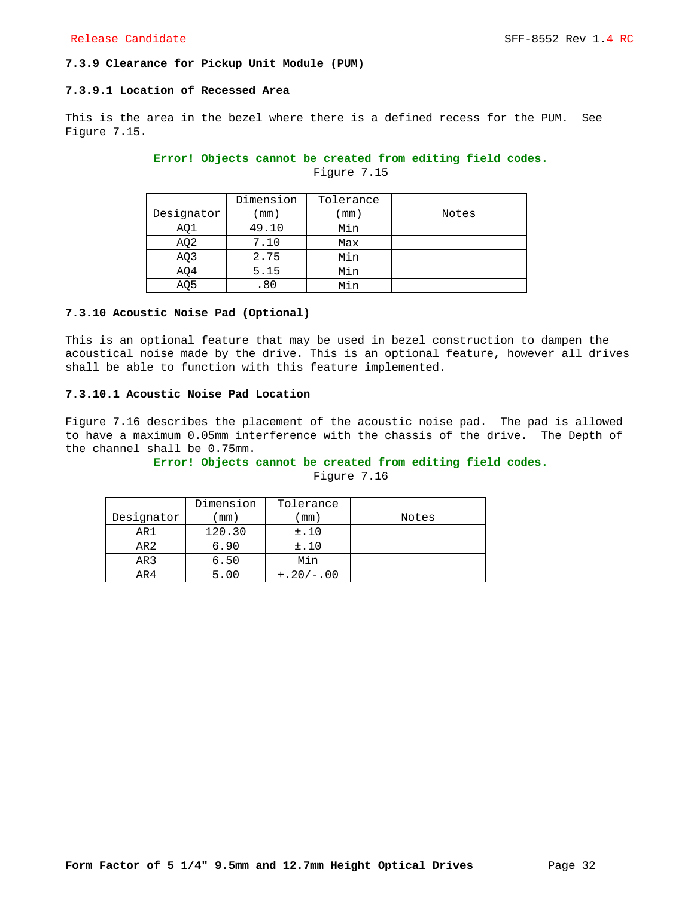### 7.3.9 Clearance for Pickup Unit Module (PUM)

#### 7.3.9.1 Location of Recessed Area

This is the area in the bezel where there is a defined recess for the PUM. See Figure 7.15.

**Error! Objects cannot be created from editing field codes.**

Figure 7.15

| Designator | Dimension (mm) | Tolerance (mm) | Notes |
|---|---|---|---|
| AQ1 | 49.10 | Min | |
| AQ2 | 7.10 | Max | |
| AQ3 | 2.75 | Min | |
| AQ4 | 5.15 | Min | |
| AQ5 | .80 | Min | |

### 7.3.10 Acoustic Noise Pad (Optional)

This is an optional feature that may be used in bezel construction to dampen the acoustical noise made by the drive. This is an optional feature, however all drives shall be able to function with this feature implemented.

#### 7.3.10.1 Acoustic Noise Pad Location

Figure 7.16 describes the placement of the acoustic noise pad. The pad is allowed to have a maximum 0.05mm interference with the chassis of the drive. The Depth of the channel shall be 0.75mm.

**Error! Objects cannot be created from editing field codes.**

Figure 7.16

| Designator | Dimension (mm) | Tolerance (mm) | Notes |
|---|---|---|---|
| AR1 | 120.30 | ±.10 | |
| AR2 | 6.90 | ±.10 | |
| AR3 | 6.50 | Min | |
| AR4 | 5.00 | +.20/-.00 | |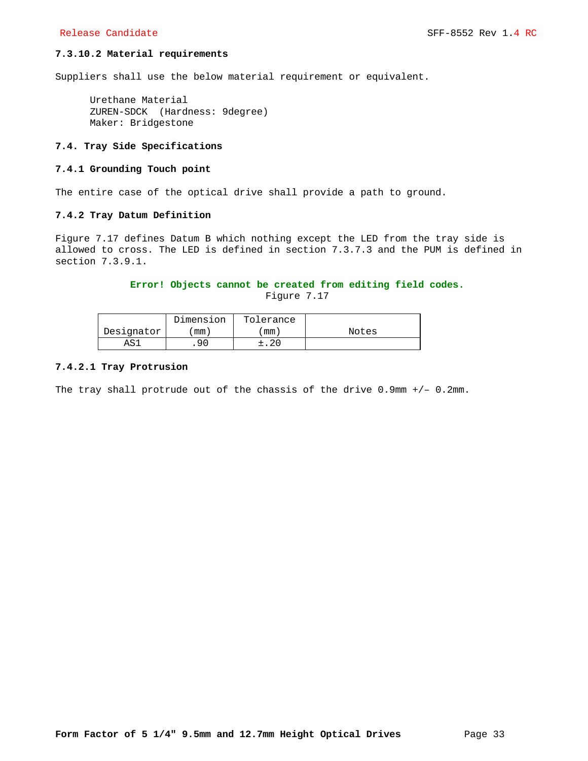#### 7.3.10.2 Material requirements

Suppliers shall use the below material requirement or equivalent.

Urethane Material
ZUREN-SDCK  (Hardness: 9degree)
Maker: Bridgestone

### 7.4. Tray Side Specifications

#### 7.4.1 Grounding Touch point

The entire case of the optical drive shall provide a path to ground.

#### 7.4.2 Tray Datum Definition

Figure 7.17 defines Datum B which nothing except the LED from the tray side is allowed to cross. The LED is defined in section 7.3.7.3 and the PUM is defined in section 7.3.9.1.

**Error! Objects cannot be created from editing field codes.**

Figure 7.17

| Designator | Dimension (mm) | Tolerance (mm) | Notes |
|---|---|---|---|
| AS1 | .90 | ±.20 | |

#### 7.4.2.1 Tray Protrusion

The tray shall protrude out of the chassis of the drive 0.9mm +/– 0.2mm.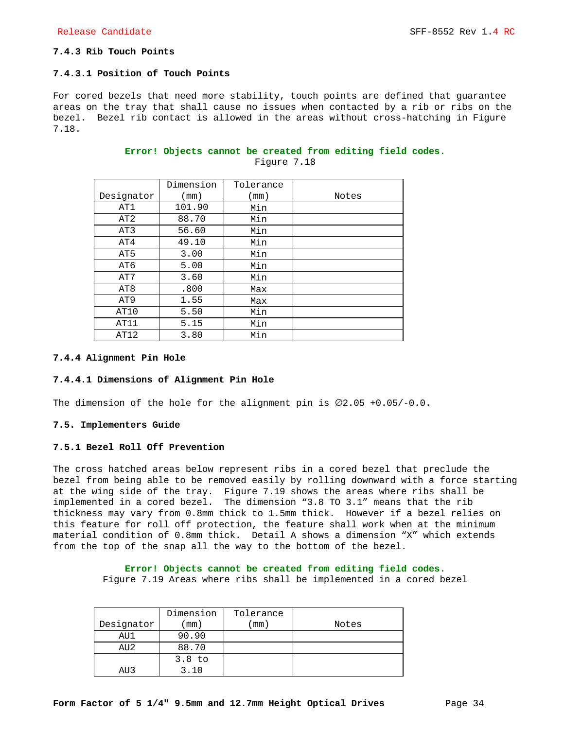### 7.4.3 Rib Touch Points

#### 7.4.3.1 Position of Touch Points

For cored bezels that need more stability, touch points are defined that guarantee areas on the tray that shall cause no issues when contacted by a rib or ribs on the bezel. Bezel rib contact is allowed in the areas without cross-hatching in Figure 7.18.

**Error! Objects cannot be created from editing field codes.**

Figure 7.18

| Designator | Dimension (mm) | Tolerance (mm) | Notes |
|---|---|---|---|
| AT1 | 101.90 | Min | |
| AT2 | 88.70 | Min | |
| AT3 | 56.60 | Min | |
| AT4 | 49.10 | Min | |
| AT5 | 3.00 | Min | |
| AT6 | 5.00 | Min | |
| AT7 | 3.60 | Min | |
| AT8 | .800 | Max | |
| AT9 | 1.55 | Max | |
| AT10 | 5.50 | Min | |
| AT11 | 5.15 | Min | |
| AT12 | 3.80 | Min | |

### 7.4.4 Alignment Pin Hole

#### 7.4.4.1 Dimensions of Alignment Pin Hole

The dimension of the hole for the alignment pin is ∅2.05 +0.05/-0.0.

## 7.5. Implementers Guide

### 7.5.1 Bezel Roll Off Prevention

The cross hatched areas below represent ribs in a cored bezel that preclude the bezel from being able to be removed easily by rolling downward with a force starting at the wing side of the tray. Figure 7.19 shows the areas where ribs shall be implemented in a cored bezel. The dimension "3.8 TO 3.1" means that the rib thickness may vary from 0.8mm thick to 1.5mm thick. However if a bezel relies on this feature for roll off protection, the feature shall work when at the minimum material condition of 0.8mm thick. Detail A shows a dimension "X" which extends from the top of the snap all the way to the bottom of the bezel.

**Error! Objects cannot be created from editing field codes.**

Figure 7.19 Areas where ribs shall be implemented in a cored bezel

| Designator | Dimension (mm) | Tolerance (mm) | Notes |
|---|---|---|---|
| AU1 | 90.90 | | |
| AU2 | 88.70 | | |
| AU3 | 3.8 to 3.10 | | |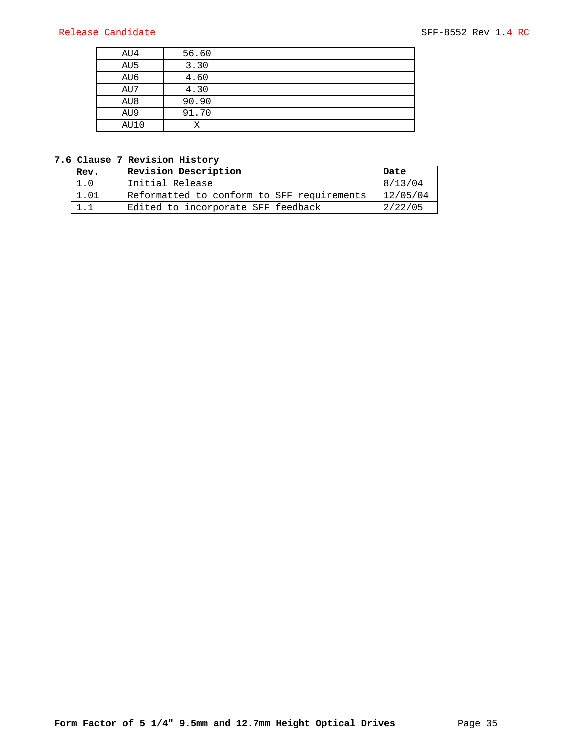| AU4 | 56.60 | | |
|---|---|---|---|
| AU5 | 3.30 | | |
| AU6 | 4.60 | | |
| AU7 | 4.30 | | |
| AU8 | 90.90 | | |
| AU9 | 91.70 | | |
| AU10 | X | | |

### 7.6 Clause 7 Revision History

| Rev. | Revision Description | Date |
|---|---|---|
| 1.0 | Initial Release | 8/13/04 |
| 1.01 | Reformatted to conform to SFF requirements | 12/05/04 |
| 1.1 | Edited to incorporate SFF feedback | 2/22/05 |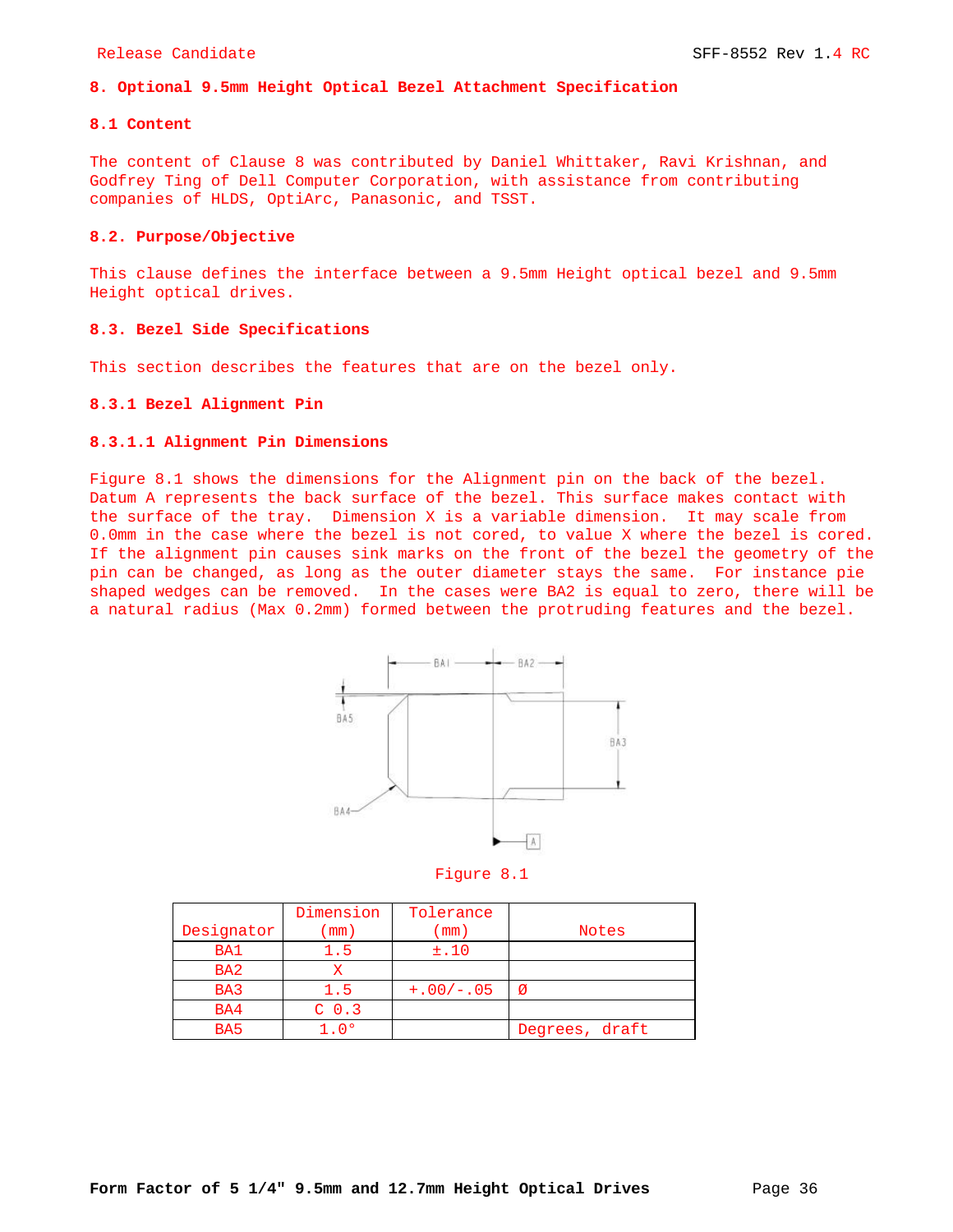# 8. Optional 9.5mm Height Optical Bezel Attachment Specification

## 8.1 Content

The content of Clause 8 was contributed by Daniel Whittaker, Ravi Krishnan, and Godfrey Ting of Dell Computer Corporation, with assistance from contributing companies of HLDS, OptiArc, Panasonic, and TSST.

## 8.2. Purpose/Objective

This clause defines the interface between a 9.5mm Height optical bezel and 9.5mm Height optical drives.

## 8.3. Bezel Side Specifications

This section describes the features that are on the bezel only.

### 8.3.1 Bezel Alignment Pin

#### 8.3.1.1 Alignment Pin Dimensions

Figure 8.1 shows the dimensions for the Alignment pin on the back of the bezel. Datum A represents the back surface of the bezel. This surface makes contact with the surface of the tray. Dimension X is a variable dimension. It may scale from 0.0mm in the case where the bezel is not cored, to value X where the bezel is cored. If the alignment pin causes sink marks on the front of the bezel the geometry of the pin can be changed, as long as the outer diameter stays the same. For instance pie shaped wedges can be removed. In the cases were BA2 is equal to zero, there will be a natural radius (Max 0.2mm) formed between the protruding features and the bezel.

Figure 8.1

| Designator | Dimension (mm) | Tolerance (mm) | Notes |
|---|---|---|---|
| BA1 | 1.5 | ±.10 | |
| BA2 | X | | |
| BA3 | 1.5 | +.00/-.05 | Ø |
| BA4 | C 0.3 | | |
| BA5 | 1.0° | | Degrees, draft |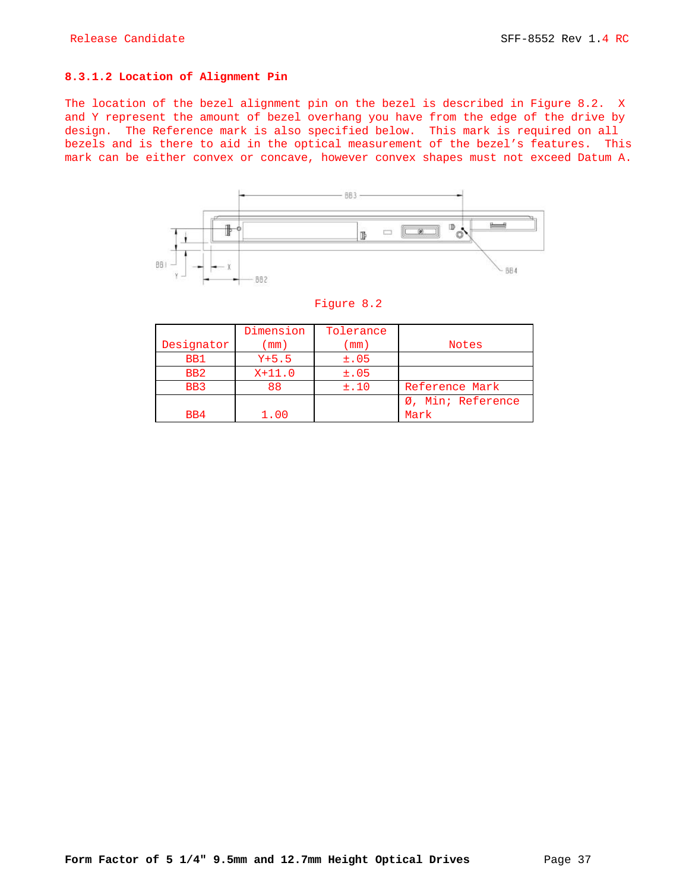### 8.3.1.2 Location of Alignment Pin

The location of the bezel alignment pin on the bezel is described in Figure 8.2. X and Y represent the amount of bezel overhang you have from the edge of the drive by design. The Reference mark is also specified below. This mark is required on all bezels and is there to aid in the optical measurement of the bezel's features. This mark can be either convex or concave, however convex shapes must not exceed Datum A.

Figure 8.2

| Designator | Dimension (mm) | Tolerance (mm) | Notes |
|---|---|---|---|
| BB1 | Y+5.5 | ±.05 | |
| BB2 | X+11.0 | ±.05 | |
| BB3 | 88 | ±.10 | Reference Mark |
| BB4 | 1.00 | | Ø, Min; Reference Mark |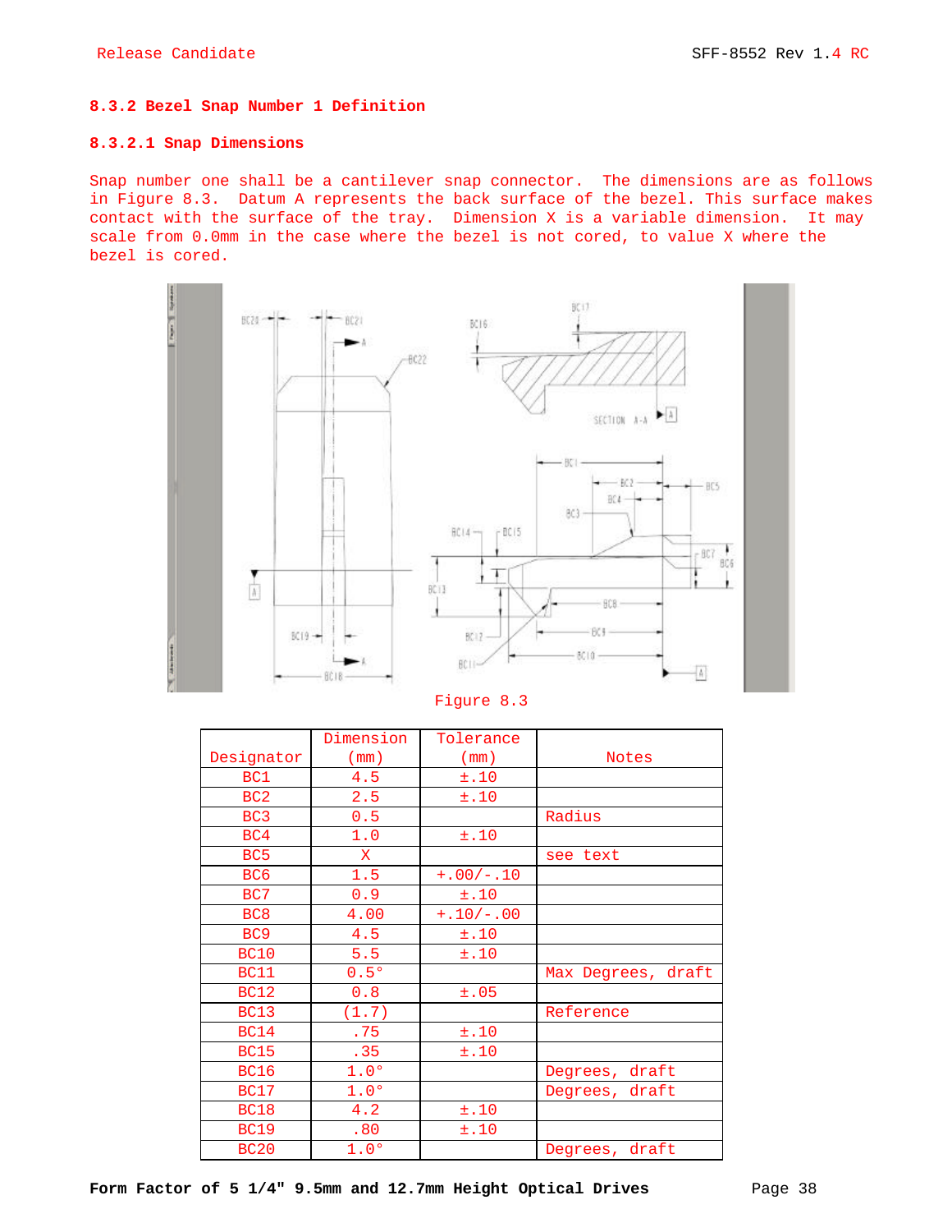### 8.3.2 Bezel Snap Number 1 Definition

#### 8.3.2.1 Snap Dimensions

Snap number one shall be a cantilever snap connector. The dimensions are as follows in Figure 8.3. Datum A represents the back surface of the bezel. This surface makes contact with the surface of the tray. Dimension X is a variable dimension. It may scale from 0.0mm in the case where the bezel is not cored, to value X where the bezel is cored.

Figure 8.3

| Designator | Dimension (mm) | Tolerance (mm) | Notes |
|---|---|---|---|
| BC1 | 4.5 | ±.10 | |
| BC2 | 2.5 | ±.10 | |
| BC3 | 0.5 | | Radius |
| BC4 | 1.0 | ±.10 | |
| BC5 | X | | see text |
| BC6 | 1.5 | +.00/-.10 | |
| BC7 | 0.9 | ±.10 | |
| BC8 | 4.00 | +.10/-.00 | |
| BC9 | 4.5 | ±.10 | |
| BC10 | 5.5 | ±.10 | |
| BC11 | 0.5° | | Max Degrees, draft |
| BC12 | 0.8 | ±.05 | |
| BC13 | (1.7) | | Reference |
| BC14 | .75 | ±.10 | |
| BC15 | .35 | ±.10 | |
| BC16 | 1.0° | | Degrees, draft |
| BC17 | 1.0° | | Degrees, draft |
| BC18 | 4.2 | ±.10 | |
| BC19 | .80 | ±.10 | |
| BC20 | 1.0° | | Degrees, draft |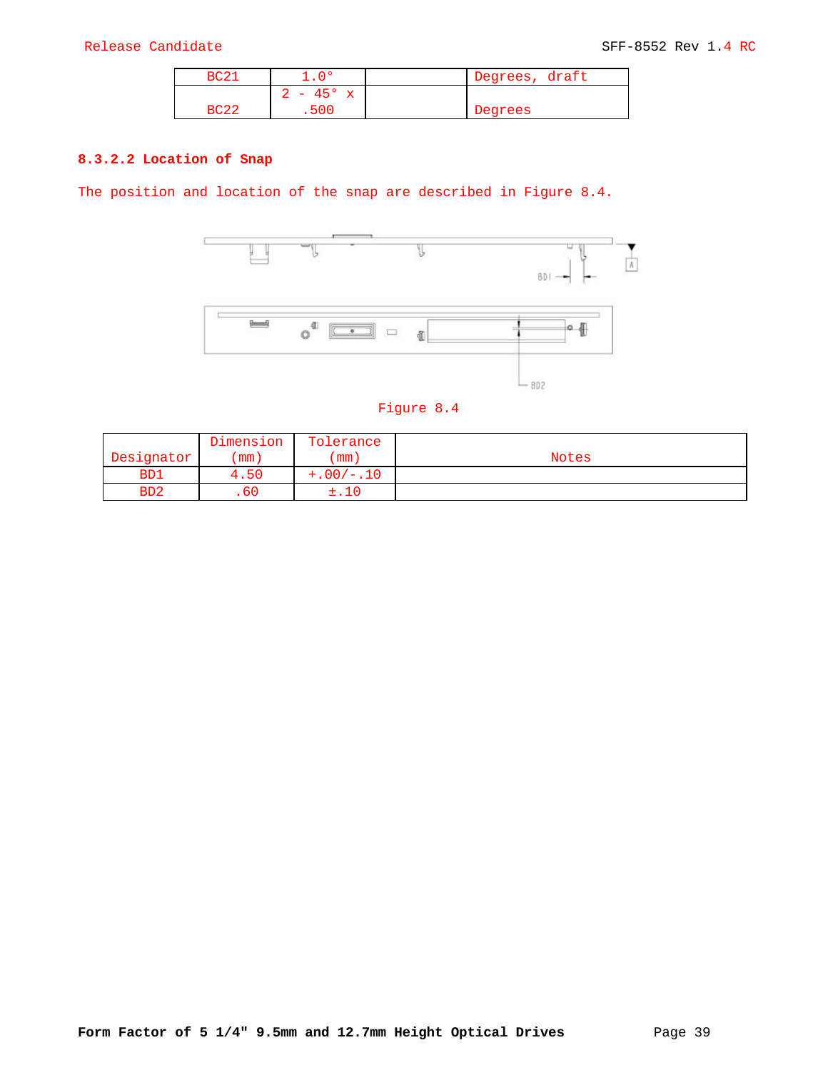| BC21 | 1.0° | | Degrees, draft |
|---|---|---|---|
| BC22 | 2 - 45° x .500 | | Degrees |

#### 8.3.2.2 Location of Snap

The position and location of the snap are described in Figure 8.4.

Figure 8.4

| Designator | Dimension (mm) | Tolerance (mm) | Notes |
|---|---|---|---|
| BD1 | 4.50 | +.00/-.10 | |
| BD2 | .60 | ±.10 | |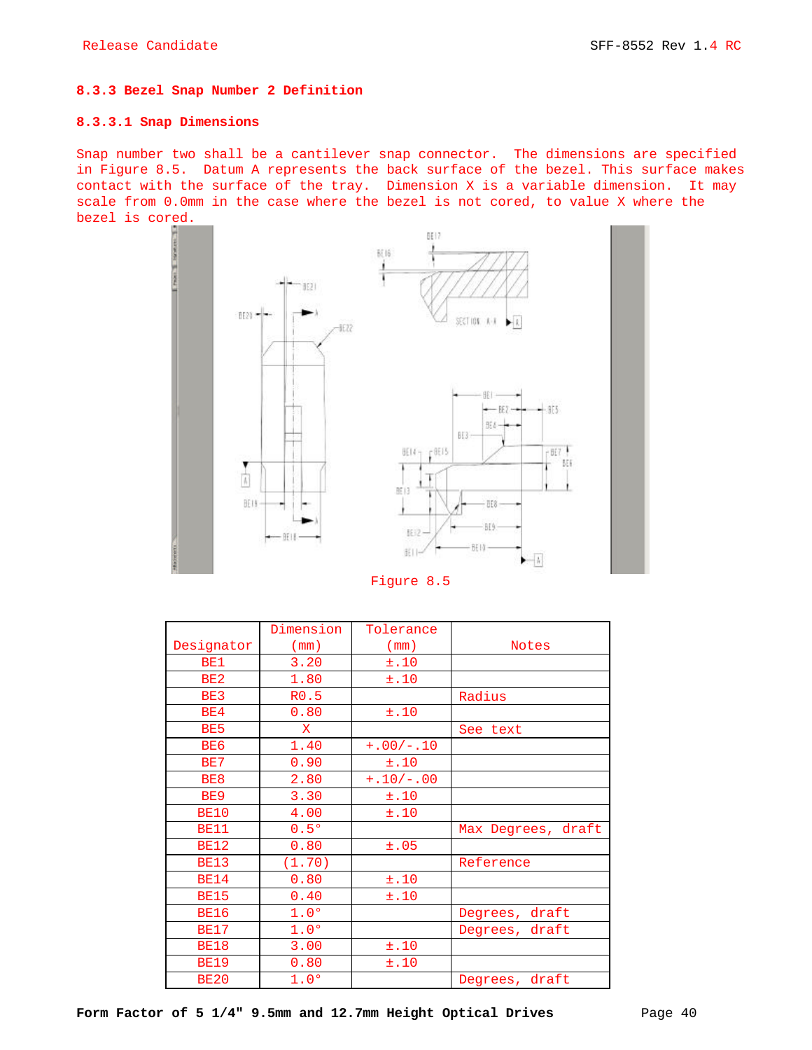### 8.3.3 Bezel Snap Number 2 Definition

#### 8.3.3.1 Snap Dimensions

Snap number two shall be a cantilever snap connector. The dimensions are specified in Figure 8.5. Datum A represents the back surface of the bezel. This surface makes contact with the surface of the tray. Dimension X is a variable dimension. It may scale from 0.0mm in the case where the bezel is not cored, to value X where the bezel is cored.

Figure 8.5

| Designator | Dimension (mm) | Tolerance (mm) | Notes |
|---|---|---|---|
| BE1 | 3.20 | ±.10 | |
| BE2 | 1.80 | ±.10 | |
| BE3 | R0.5 | | Radius |
| BE4 | 0.80 | ±.10 | |
| BE5 | X | | See text |
| BE6 | 1.40 | +.00/-.10 | |
| BE7 | 0.90 | ±.10 | |
| BE8 | 2.80 | +.10/-.00 | |
| BE9 | 3.30 | ±.10 | |
| BE10 | 4.00 | ±.10 | |
| BE11 | 0.5° | | Max Degrees, draft |
| BE12 | 0.80 | ±.05 | |
| BE13 | (1.70) | | Reference |
| BE14 | 0.80 | ±.10 | |
| BE15 | 0.40 | ±.10 | |
| BE16 | 1.0° | | Degrees, draft |
| BE17 | 1.0° | | Degrees, draft |
| BE18 | 3.00 | ±.10 | |
| BE19 | 0.80 | ±.10 | |
| BE20 | 1.0° | | Degrees, draft |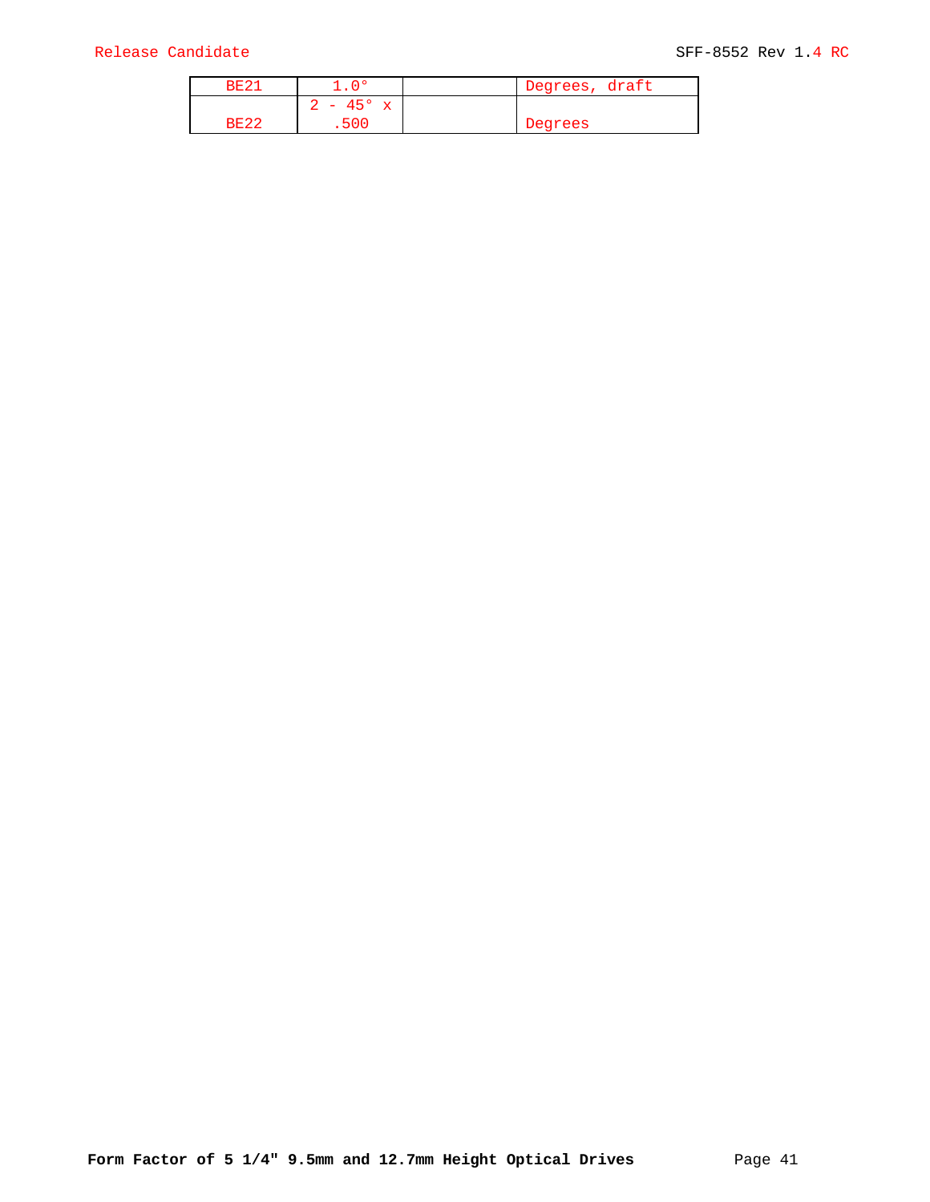| BE21 | 1.0° | | Degrees, draft |
|---|---|---|---|
| BE22 | 2 - 45° x .500 | | Degrees |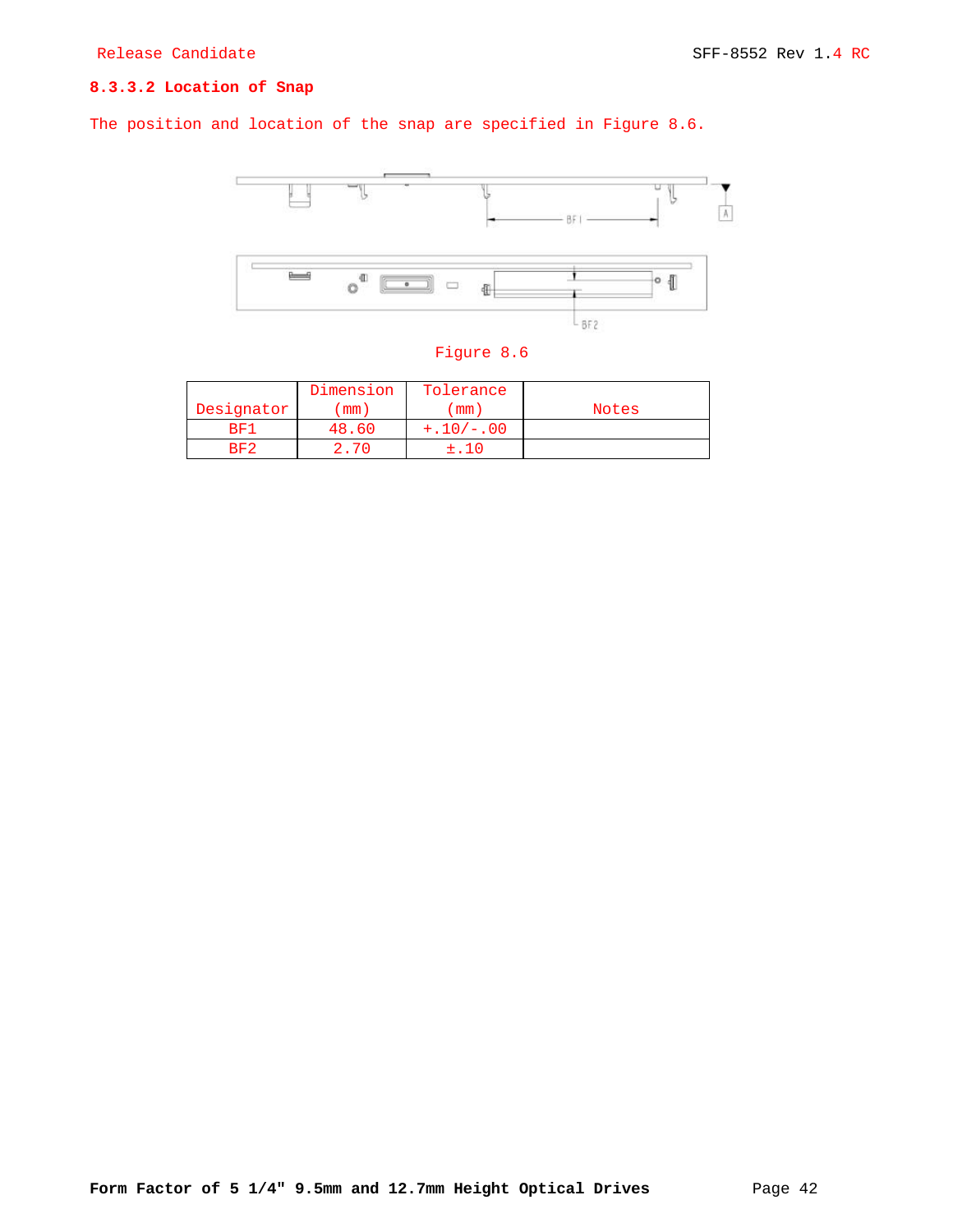#### 8.3.3.2 Location of Snap

The position and location of the snap are specified in Figure 8.6.

Figure 8.6

| Designator | Dimension (mm) | Tolerance (mm) | Notes |
|---|---|---|---|
| BF1 | 48.60 | +.10/-.00 | |
| BF2 | 2.70 | ±.10 | |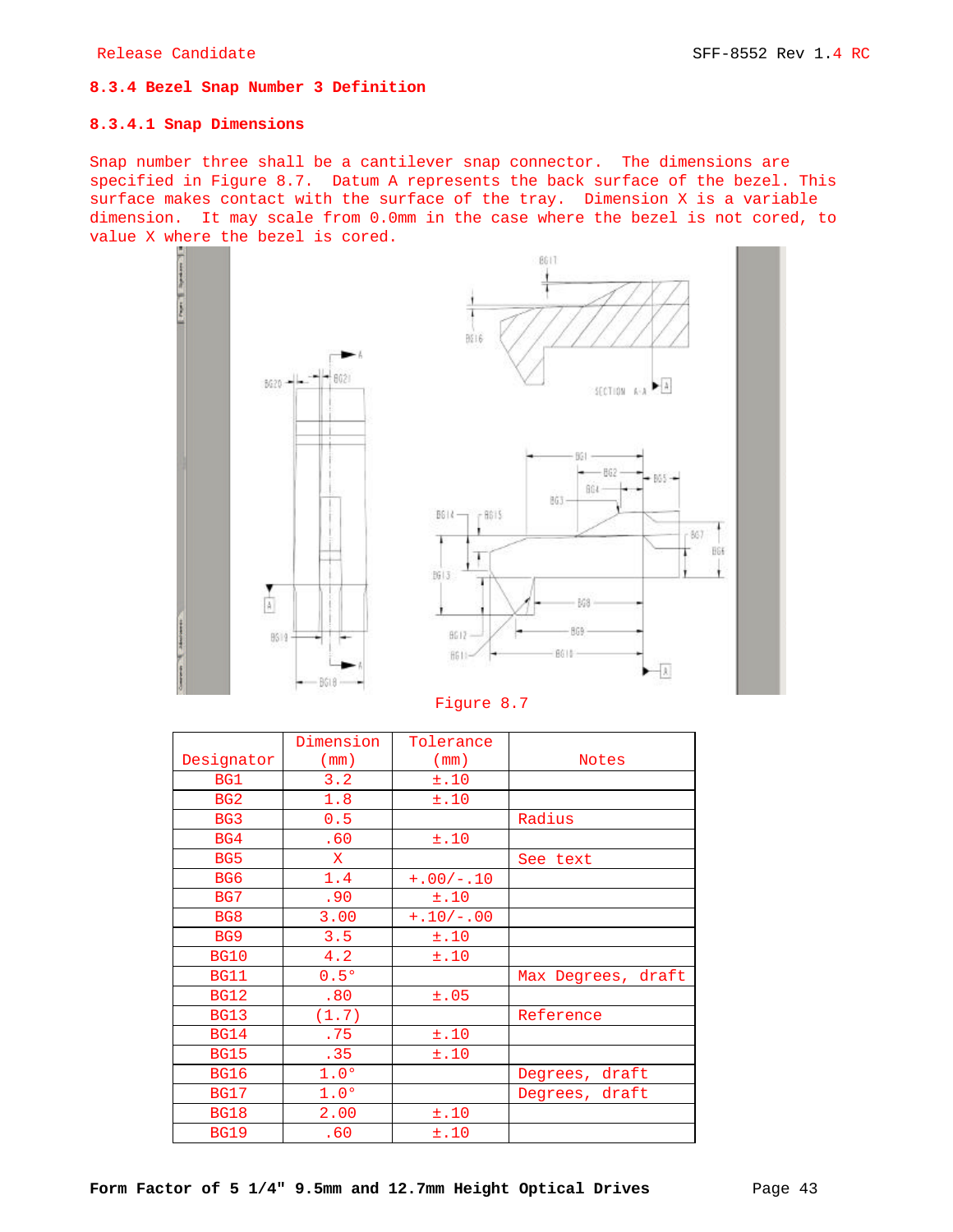### 8.3.4 Bezel Snap Number 3 Definition

#### 8.3.4.1 Snap Dimensions

Snap number three shall be a cantilever snap connector. The dimensions are specified in Figure 8.7. Datum A represents the back surface of the bezel. This surface makes contact with the surface of the tray. Dimension X is a variable dimension. It may scale from 0.0mm in the case where the bezel is not cored, to value X where the bezel is cored.

Figure 8.7

| Designator | Dimension (mm) | Tolerance (mm) | Notes |
|---|---|---|---|
| BG1 | 3.2 | ±.10 | |
| BG2 | 1.8 | ±.10 | |
| BG3 | 0.5 | | Radius |
| BG4 | .60 | ±.10 | |
| BG5 | X | | See text |
| BG6 | 1.4 | +.00/-.10 | |
| BG7 | .90 | ±.10 | |
| BG8 | 3.00 | +.10/-.00 | |
| BG9 | 3.5 | ±.10 | |
| BG10 | 4.2 | ±.10 | |
| BG11 | 0.5° | | Max Degrees, draft |
| BG12 | .80 | ±.05 | |
| BG13 | (1.7) | | Reference |
| BG14 | .75 | ±.10 | |
| BG15 | .35 | ±.10 | |
| BG16 | 1.0° | | Degrees, draft |
| BG17 | 1.0° | | Degrees, draft |
| BG18 | 2.00 | ±.10 | |
| BG19 | .60 | ±.10 | |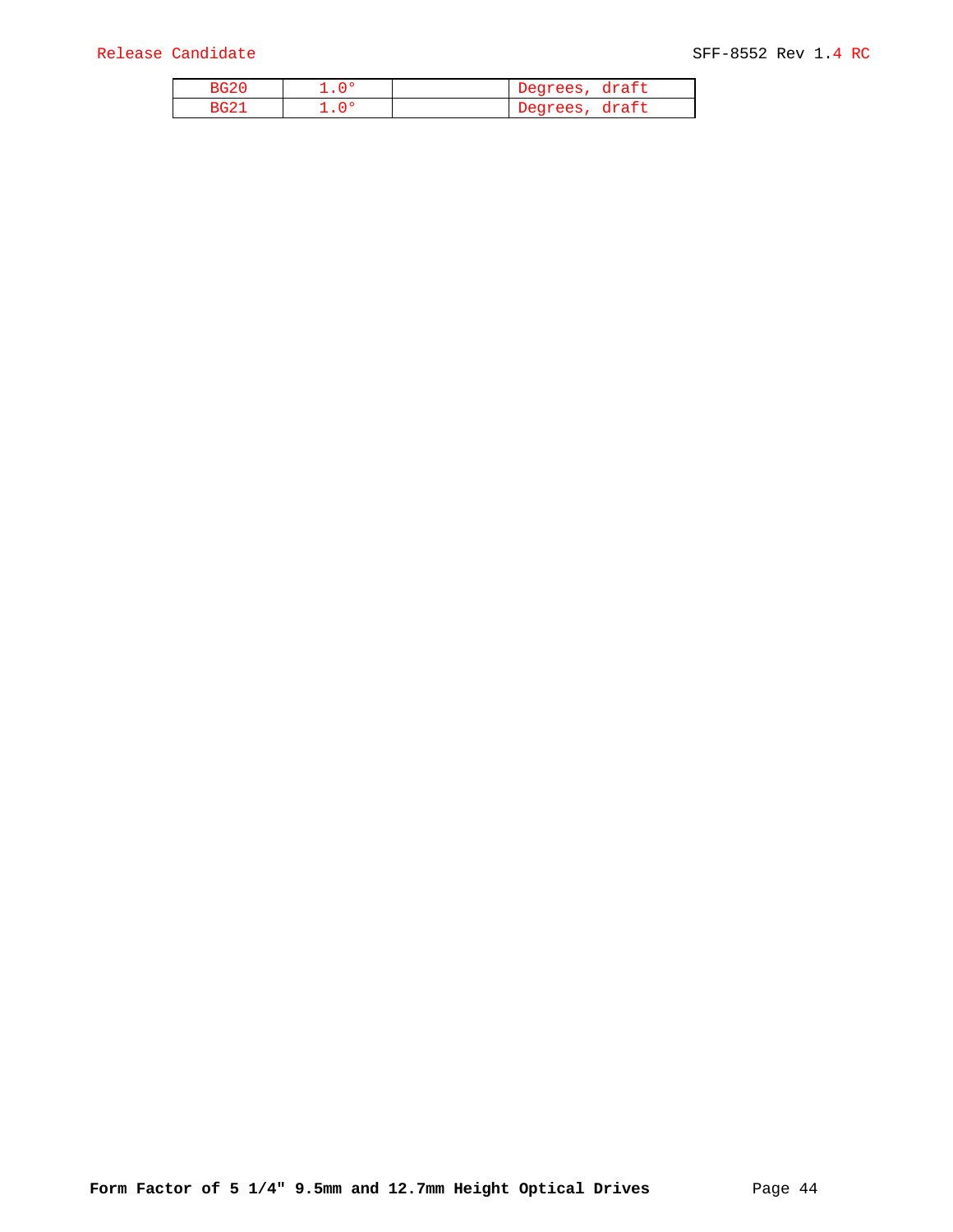| | | | |
|---|---|---|---|
| BG20 | 1.0° | | Degrees, draft |
| BG21 | 1.0° | | Degrees, draft |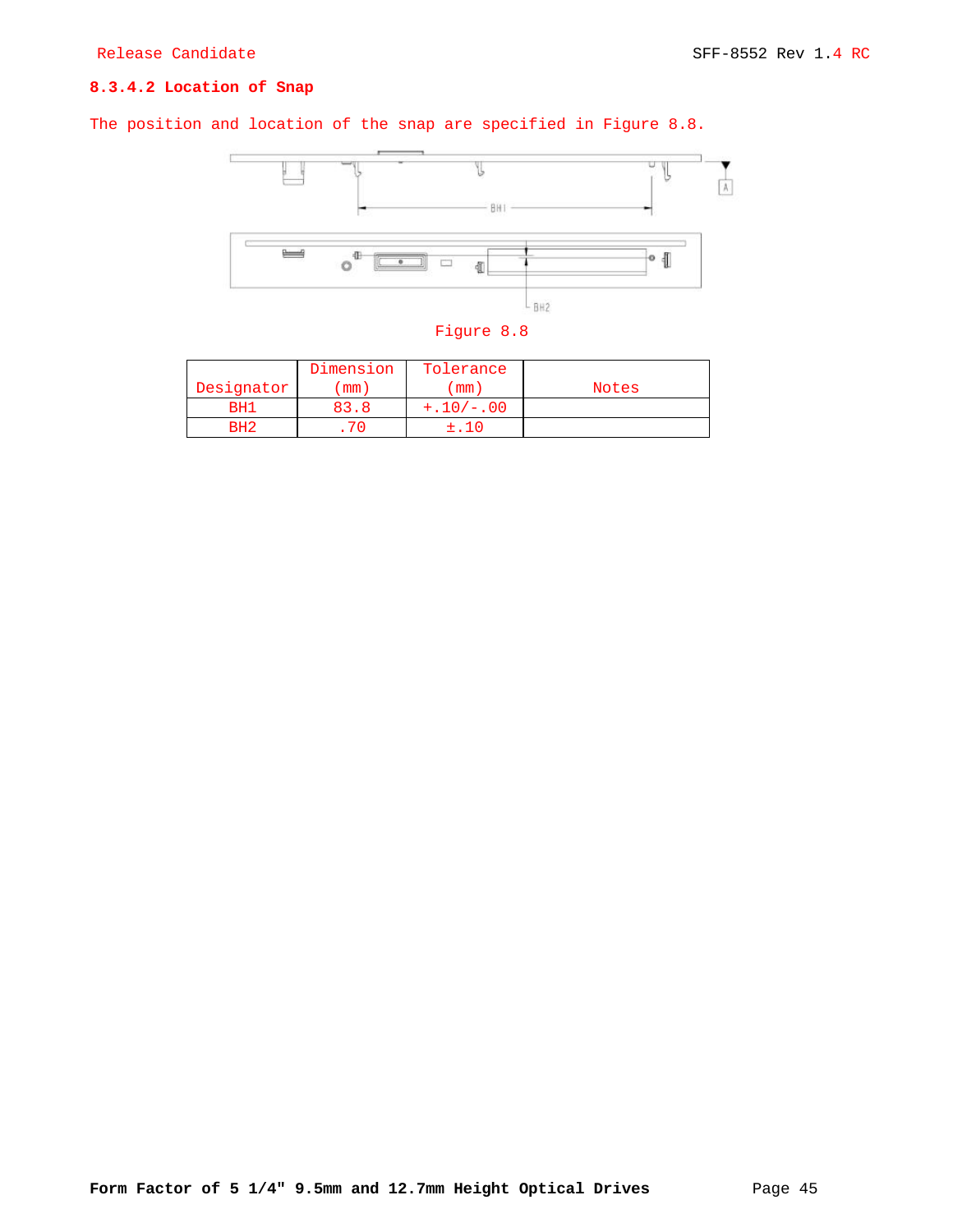#### 8.3.4.2 Location of Snap

The position and location of the snap are specified in Figure 8.8.

Figure 8.8

| Designator | Dimension (mm) | Tolerance (mm) | Notes |
|---|---|---|---|
| BH1 | 83.8 | +.10/-.00 | |
| BH2 | .70 | ±.10 | |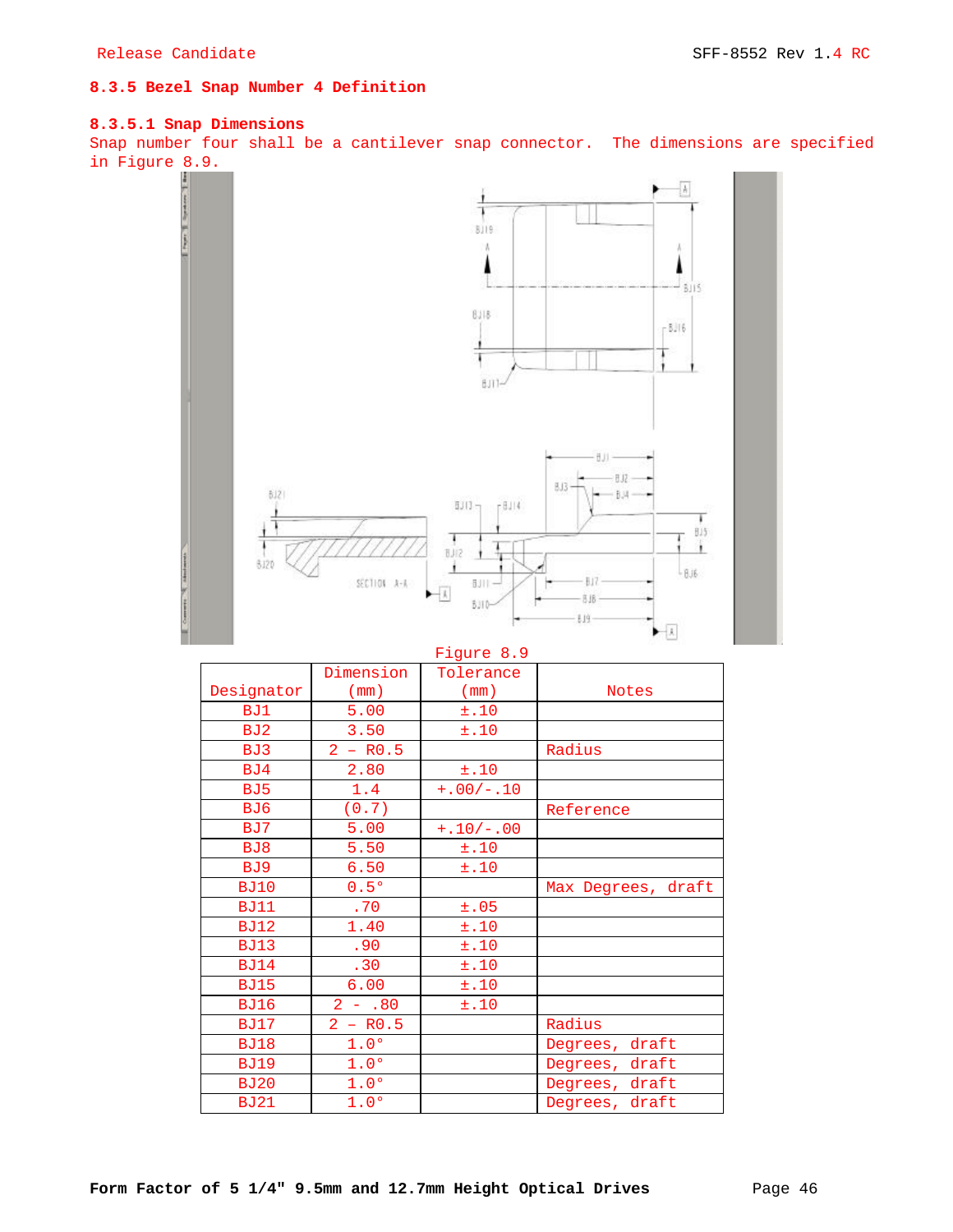### 8.3.5 Bezel Snap Number 4 Definition

#### 8.3.5.1 Snap Dimensions

Snap number four shall be a cantilever snap connector. The dimensions are specified in Figure 8.9.

Figure 8.9

| Designator | Dimension (mm) | Tolerance (mm) | Notes |
|---|---|---|---|
| BJ1 | 5.00 | ±.10 | |
| BJ2 | 3.50 | ±.10 | |
| BJ3 | 2 – R0.5 | | Radius |
| BJ4 | 2.80 | ±.10 | |
| BJ5 | 1.4 | +.00/-.10 | |
| BJ6 | (0.7) | | Reference |
| BJ7 | 5.00 | +.10/-.00 | |
| BJ8 | 5.50 | ±.10 | |
| BJ9 | 6.50 | ±.10 | |
| BJ10 | 0.5° | | Max Degrees, draft |
| BJ11 | .70 | ±.05 | |
| BJ12 | 1.40 | ±.10 | |
| BJ13 | .90 | ±.10 | |
| BJ14 | .30 | ±.10 | |
| BJ15 | 6.00 | ±.10 | |
| BJ16 | 2 - .80 | ±.10 | |
| BJ17 | 2 – R0.5 | | Radius |
| BJ18 | 1.0° | | Degrees, draft |
| BJ19 | 1.0° | | Degrees, draft |
| BJ20 | 1.0° | | Degrees, draft |
| BJ21 | 1.0° | | Degrees, draft |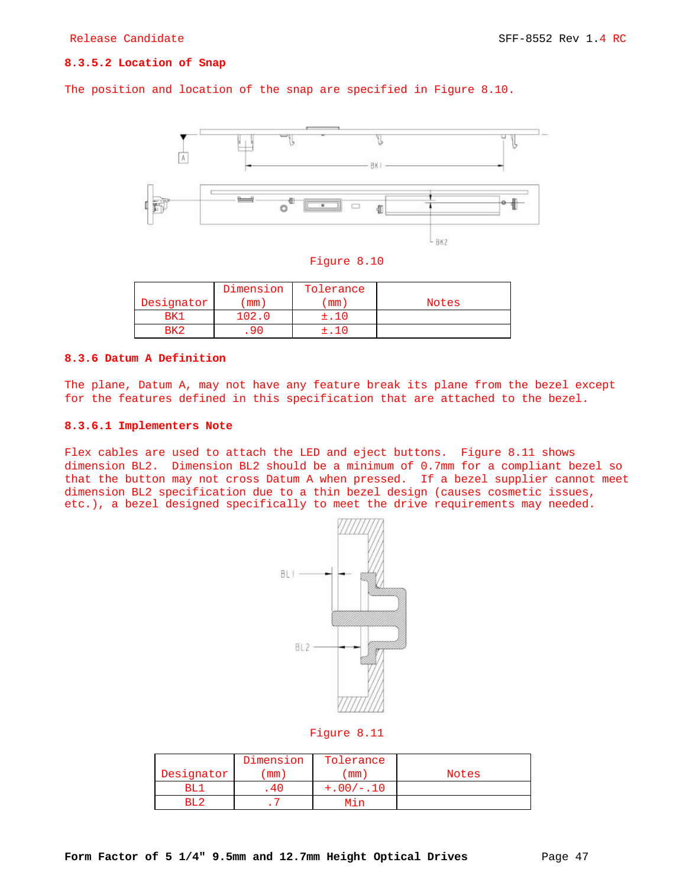#### 8.3.5.2 Location of Snap

The position and location of the snap are specified in Figure 8.10.

Figure 8.10

| Designator | Dimension (mm) | Tolerance (mm) | Notes |
|---|---|---|---|
| BK1 | 102.0 | ±.10 | |
| BK2 | .90 | ±.10 | |

### 8.3.6 Datum A Definition

The plane, Datum A, may not have any feature break its plane from the bezel except for the features defined in this specification that are attached to the bezel.

#### 8.3.6.1 Implementers Note

Flex cables are used to attach the LED and eject buttons. Figure 8.11 shows dimension BL2. Dimension BL2 should be a minimum of 0.7mm for a compliant bezel so that the button may not cross Datum A when pressed. If a bezel supplier cannot meet dimension BL2 specification due to a thin bezel design (causes cosmetic issues, etc.), a bezel designed specifically to meet the drive requirements may needed.

Figure 8.11

| Designator | Dimension (mm) | Tolerance (mm) | Notes |
|---|---|---|---|
| BL1 | .40 | +.00/-.10 | |
| BL2 | .7 | Min | |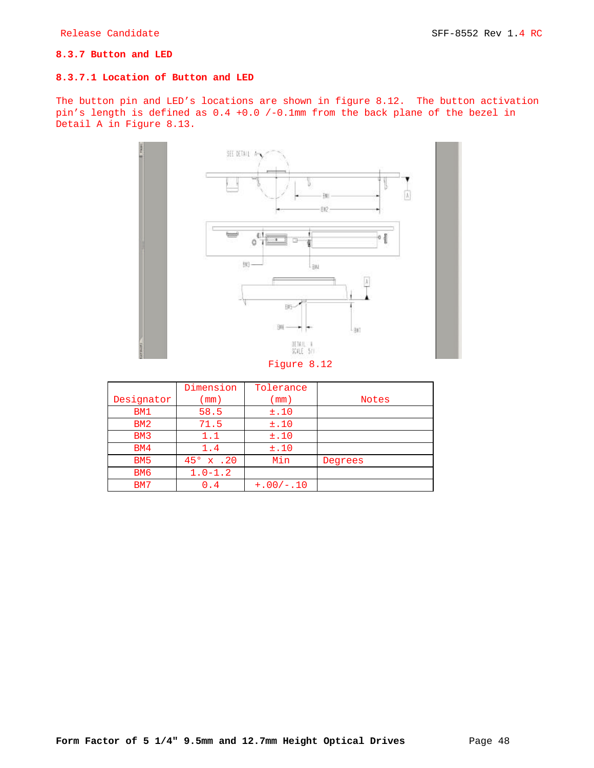### 8.3.7 Button and LED

#### 8.3.7.1 Location of Button and LED

The button pin and LED’s locations are shown in figure 8.12. The button activation pin’s length is defined as 0.4 +0.0 /-0.1mm from the back plane of the bezel in Detail A in Figure 8.13.

Figure 8.12

| Designator | Dimension (mm) | Tolerance (mm) | Notes |
|---|---|---|---|
| BM1 | 58.5 | ±.10 | |
| BM2 | 71.5 | ±.10 | |
| BM3 | 1.1 | ±.10 | |
| BM4 | 1.4 | ±.10 | |
| BM5 | 45° x .20 | Min | Degrees |
| BM6 | 1.0-1.2 | | |
| BM7 | 0.4 | +.00/-.10 | |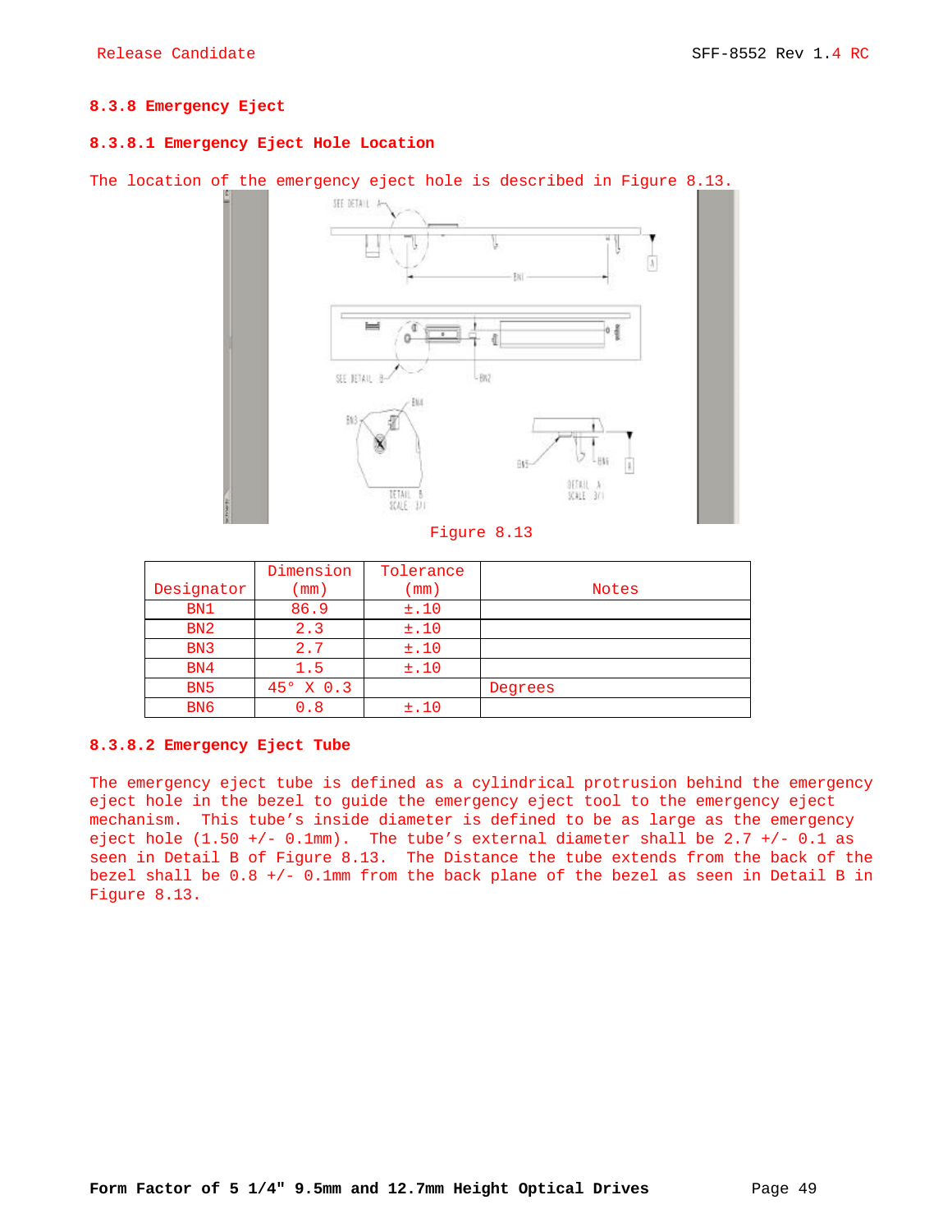### 8.3.8 Emergency Eject

#### 8.3.8.1 Emergency Eject Hole Location

The location of the emergency eject hole is described in Figure 8.13.

Figure 8.13

| Designator | Dimension (mm) | Tolerance (mm) | Notes |
|---|---|---|---|
| BN1 | 86.9 | ±.10 | |
| BN2 | 2.3 | ±.10 | |
| BN3 | 2.7 | ±.10 | |
| BN4 | 1.5 | ±.10 | |
| BN5 | 45° X 0.3 | | Degrees |
| BN6 | 0.8 | ±.10 | |

#### 8.3.8.2 Emergency Eject Tube

The emergency eject tube is defined as a cylindrical protrusion behind the emergency eject hole in the bezel to guide the emergency eject tool to the emergency eject mechanism. This tube's inside diameter is defined to be as large as the emergency eject hole (1.50 +/- 0.1mm). The tube's external diameter shall be 2.7 +/- 0.1 as seen in Detail B of Figure 8.13. The Distance the tube extends from the back of the bezel shall be 0.8 +/- 0.1mm from the back plane of the bezel as seen in Detail B in Figure 8.13.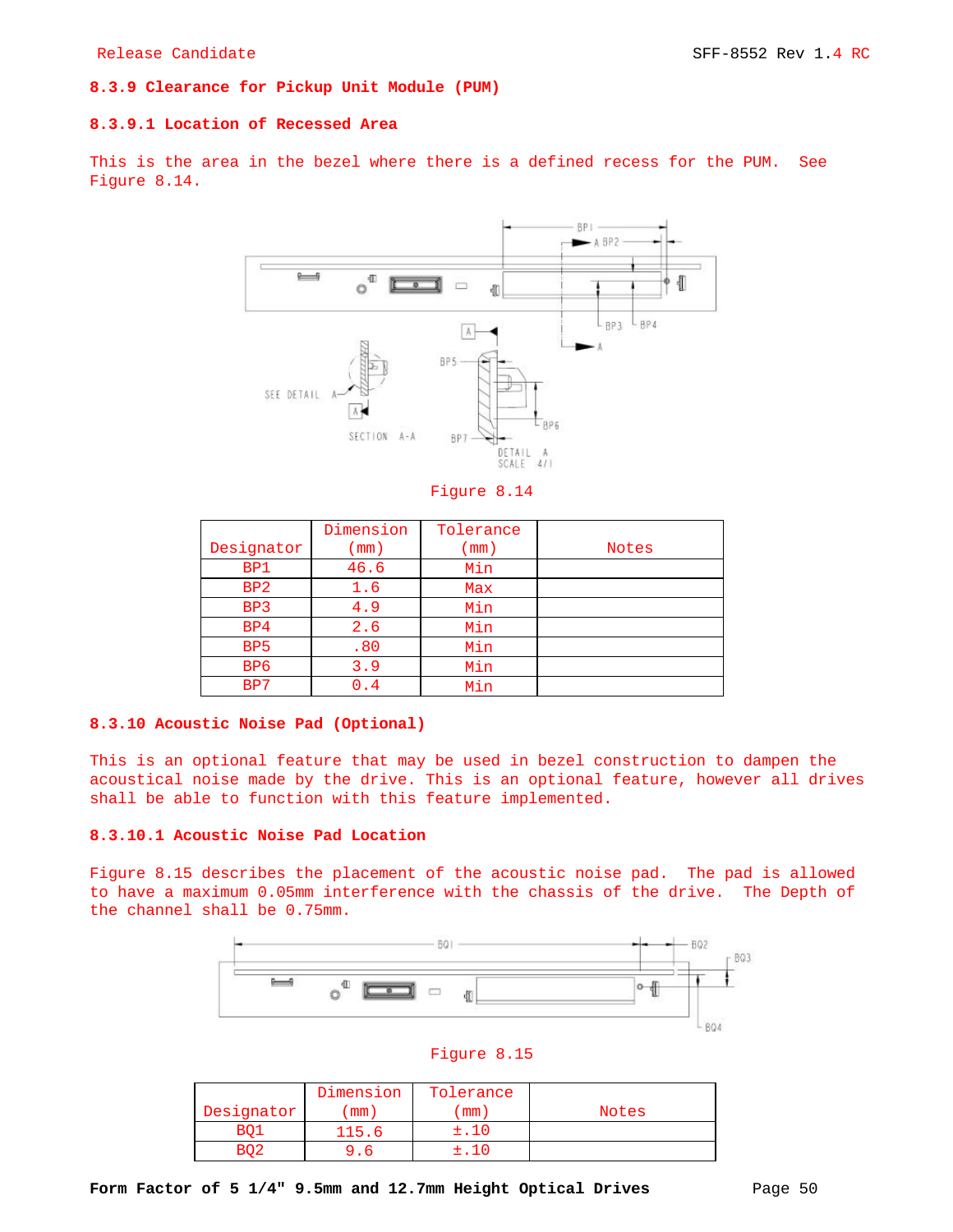### 8.3.9 Clearance for Pickup Unit Module (PUM)

#### 8.3.9.1 Location of Recessed Area

This is the area in the bezel where there is a defined recess for the PUM. See Figure 8.14.

Figure 8.14

| Designator | Dimension (mm) | Tolerance (mm) | Notes |
|---|---|---|---|
| BP1 | 46.6 | Min | |
| BP2 | 1.6 | Max | |
| BP3 | 4.9 | Min | |
| BP4 | 2.6 | Min | |
| BP5 | .80 | Min | |
| BP6 | 3.9 | Min | |
| BP7 | 0.4 | Min | |

### 8.3.10 Acoustic Noise Pad (Optional)

This is an optional feature that may be used in bezel construction to dampen the acoustical noise made by the drive. This is an optional feature, however all drives shall be able to function with this feature implemented.

#### 8.3.10.1 Acoustic Noise Pad Location

Figure 8.15 describes the placement of the acoustic noise pad. The pad is allowed to have a maximum 0.05mm interference with the chassis of the drive. The Depth of the channel shall be 0.75mm.

Figure 8.15

| Designator | Dimension (mm) | Tolerance (mm) | Notes |
|---|---|---|---|
| BQ1 | 115.6 | ±.10 | |
| BQ2 | 9.6 | ±.10 | |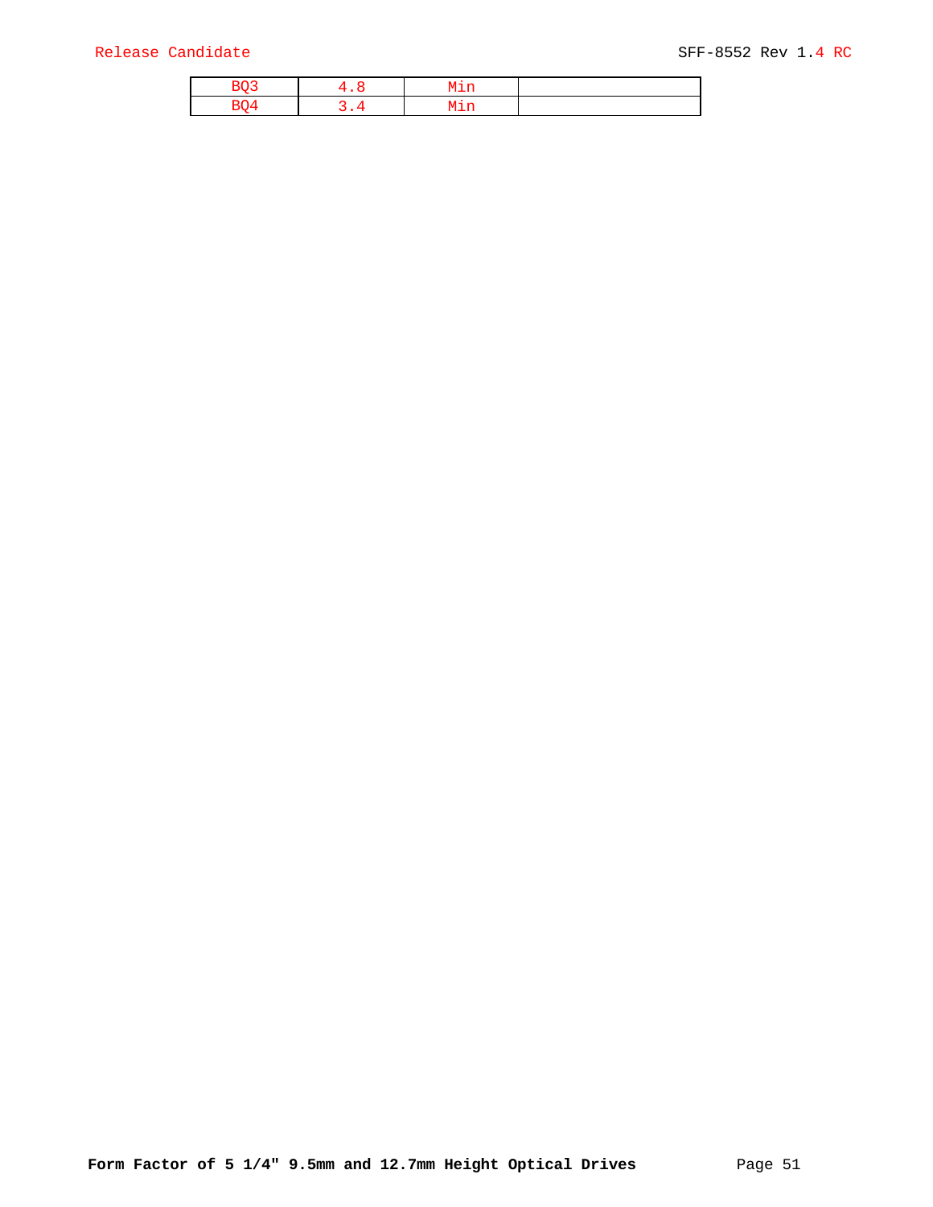| BQ3 | 4.8 | Min | |
|---|---|---|---|
| BQ4 | 3.4 | Min | |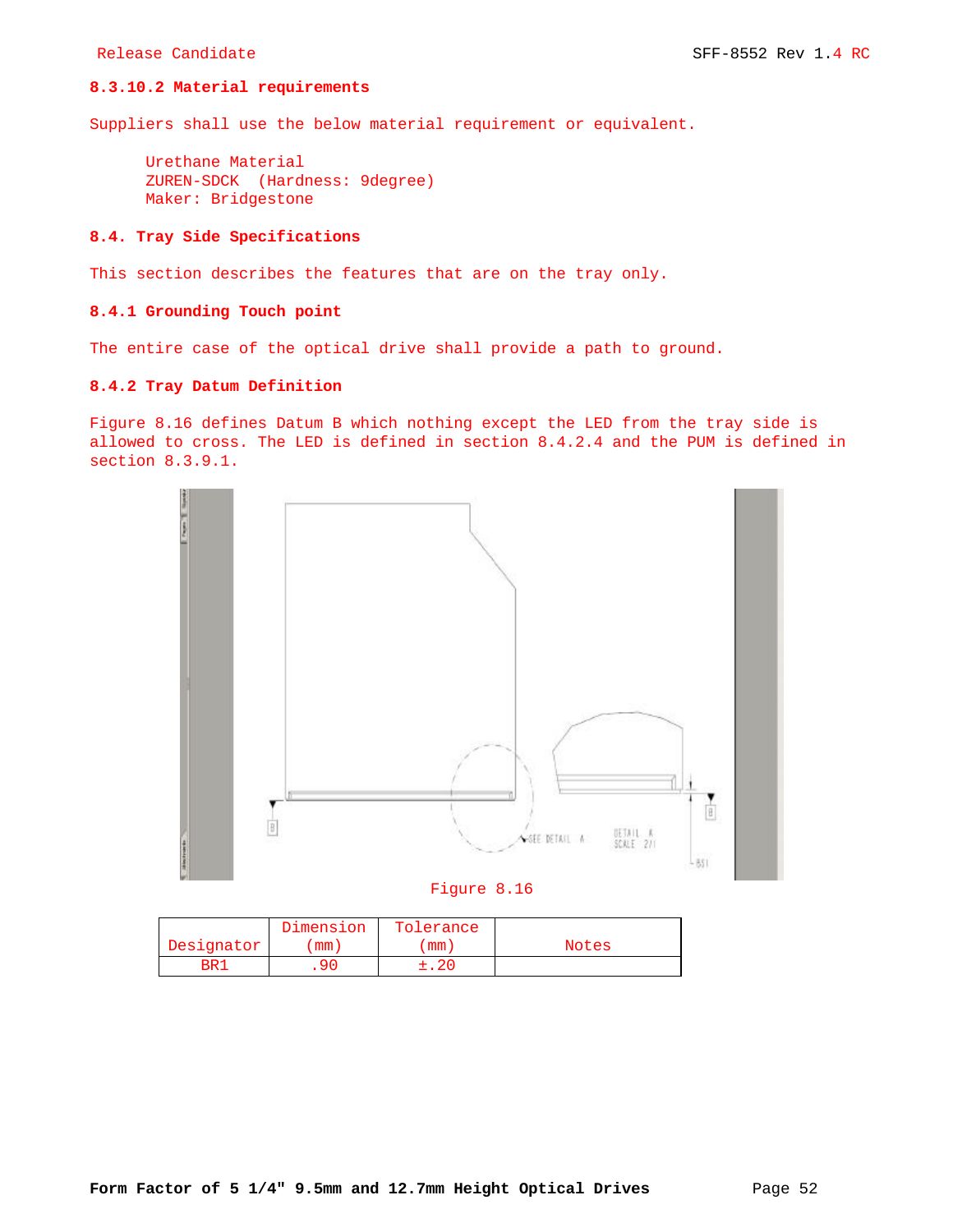#### 8.3.10.2 Material requirements

Suppliers shall use the below material requirement or equivalent.

Urethane Material
ZUREN-SDCK (Hardness: 9degree)
Maker: Bridgestone

### 8.4. Tray Side Specifications

This section describes the features that are on the tray only.

#### 8.4.1 Grounding Touch point

The entire case of the optical drive shall provide a path to ground.

#### 8.4.2 Tray Datum Definition

Figure 8.16 defines Datum B which nothing except the LED from the tray side is allowed to cross. The LED is defined in section 8.4.2.4 and the PUM is defined in section 8.3.9.1.

Figure 8.16

| Designator | Dimension (mm) | Tolerance (mm) | Notes |
|---|---|---|---|
| BR1 | .90 | ±.20 | |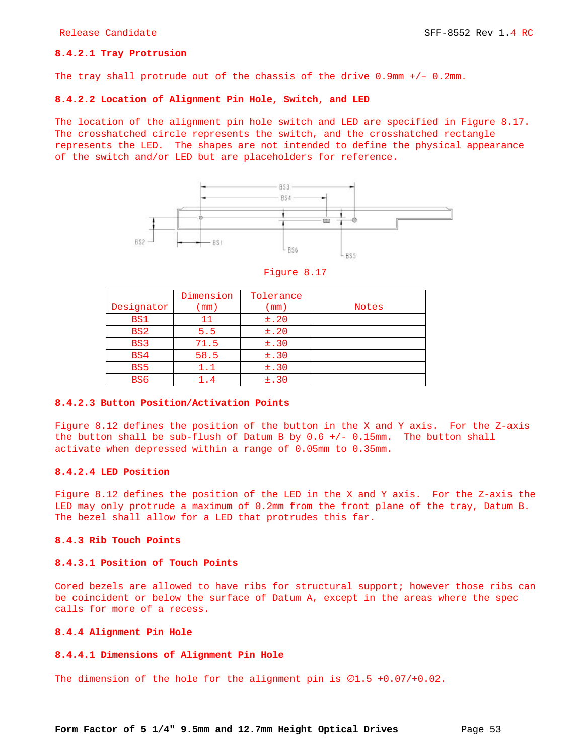#### 8.4.2.1 Tray Protrusion

The tray shall protrude out of the chassis of the drive 0.9mm +/– 0.2mm.

#### 8.4.2.2 Location of Alignment Pin Hole, Switch, and LED

The location of the alignment pin hole switch and LED are specified in Figure 8.17. The crosshatched circle represents the switch, and the crosshatched rectangle represents the LED. The shapes are not intended to define the physical appearance of the switch and/or LED but are placeholders for reference.

Figure 8.17

| Designator | Dimension (mm) | Tolerance (mm) | Notes |
|---|---|---|---|
| BS1 | 11 | ±.20 | |
| BS2 | 5.5 | ±.20 | |
| BS3 | 71.5 | ±.30 | |
| BS4 | 58.5 | ±.30 | |
| BS5 | 1.1 | ±.30 | |
| BS6 | 1.4 | ±.30 | |

#### 8.4.2.3 Button Position/Activation Points

Figure 8.12 defines the position of the button in the X and Y axis. For the Z-axis the button shall be sub-flush of Datum B by 0.6 +/- 0.15mm. The button shall activate when depressed within a range of 0.05mm to 0.35mm.

#### 8.4.2.4 LED Position

Figure 8.12 defines the position of the LED in the X and Y axis. For the Z-axis the LED may only protrude a maximum of 0.2mm from the front plane of the tray, Datum B. The bezel shall allow for a LED that protrudes this far.

### 8.4.3 Rib Touch Points

#### 8.4.3.1 Position of Touch Points

Cored bezels are allowed to have ribs for structural support; however those ribs can be coincident or below the surface of Datum A, except in the areas where the spec calls for more of a recess.

### 8.4.4 Alignment Pin Hole

#### 8.4.4.1 Dimensions of Alignment Pin Hole

The dimension of the hole for the alignment pin is ∅1.5 +0.07/+0.02.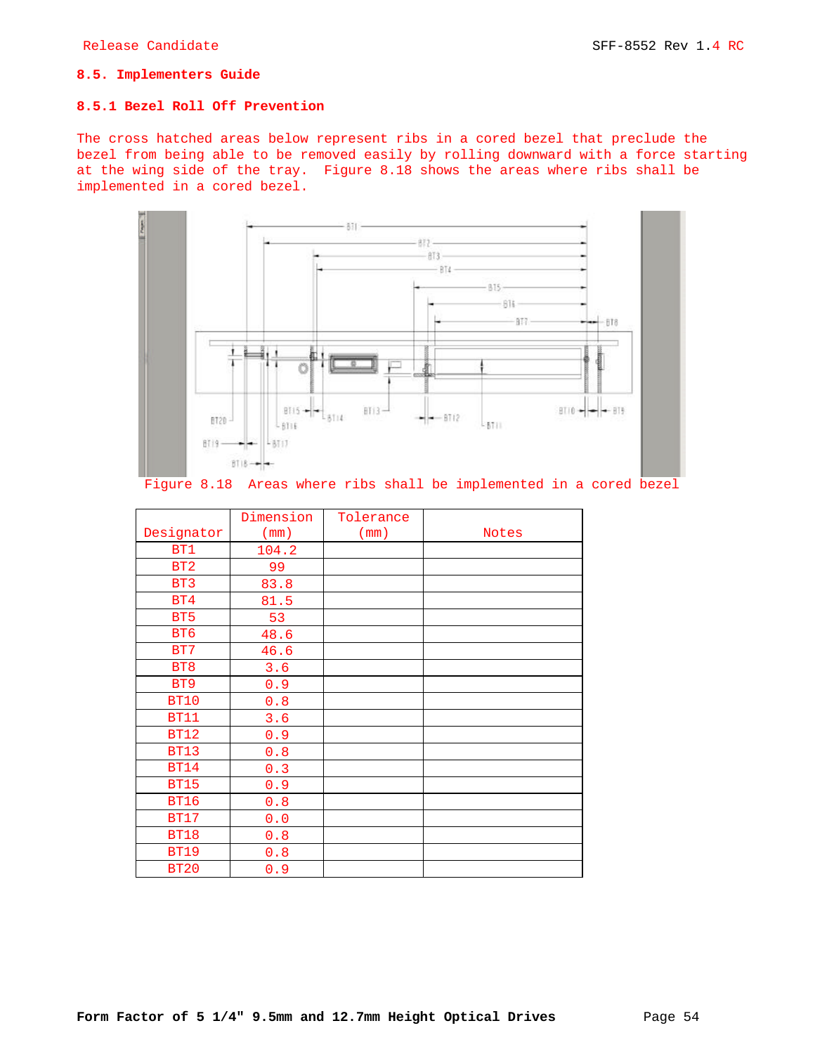## 8.5. Implementers Guide

### 8.5.1 Bezel Roll Off Prevention

The cross hatched areas below represent ribs in a cored bezel that preclude the bezel from being able to be removed easily by rolling downward with a force starting at the wing side of the tray. Figure 8.18 shows the areas where ribs shall be implemented in a cored bezel.

BT1
BT2
BT3
BT4
BT5
BT6
BT7
BT8
BT20
BT19
BT18
BT15
BT16
BT17
BT14
BT13
BT12
BT11
BT10
BT9

Figure 8.18 Areas where ribs shall be implemented in a cored bezel

| Designator | Dimension (mm) | Tolerance (mm) | Notes |
|---|---|---|---|
| BT1 | 104.2 | | |
| BT2 | 99 | | |
| BT3 | 83.8 | | |
| BT4 | 81.5 | | |
| BT5 | 53 | | |
| BT6 | 48.6 | | |
| BT7 | 46.6 | | |
| BT8 | 3.6 | | |
| BT9 | 0.9 | | |
| BT10 | 0.8 | | |
| BT11 | 3.6 | | |
| BT12 | 0.9 | | |
| BT13 | 0.8 | | |
| BT14 | 0.3 | | |
| BT15 | 0.9 | | |
| BT16 | 0.8 | | |
| BT17 | 0.0 | | |
| BT18 | 0.8 | | |
| BT19 | 0.8 | | |
| BT20 | 0.9 | | |